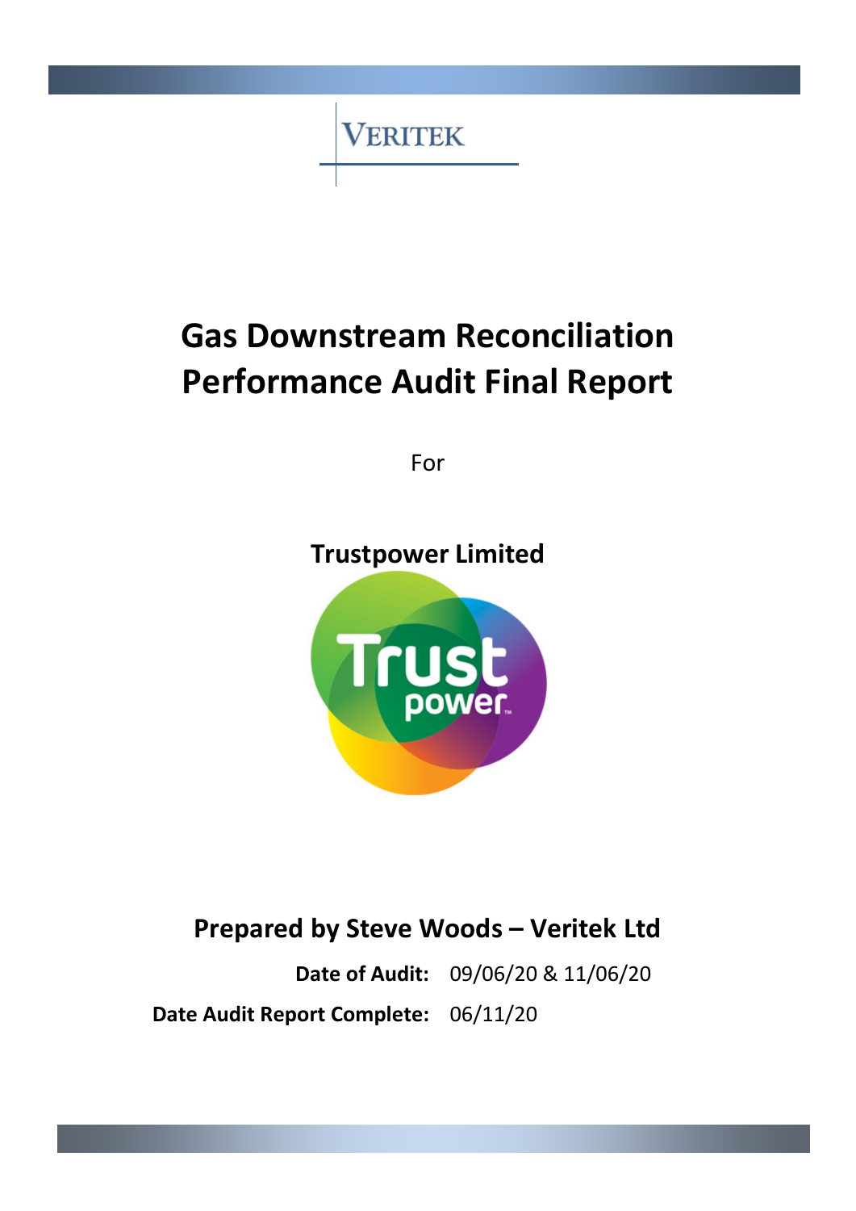VERITEK

# Gas Downstream Reconciliation Performance Audit Final Report

For

**Trustpower Limited**

**Prepared by Steve Woods – Veritek Ltd**

**Date of Audit:** 09/06/20 & 11/06/20

**Date Audit Report Complete:** 06/11/20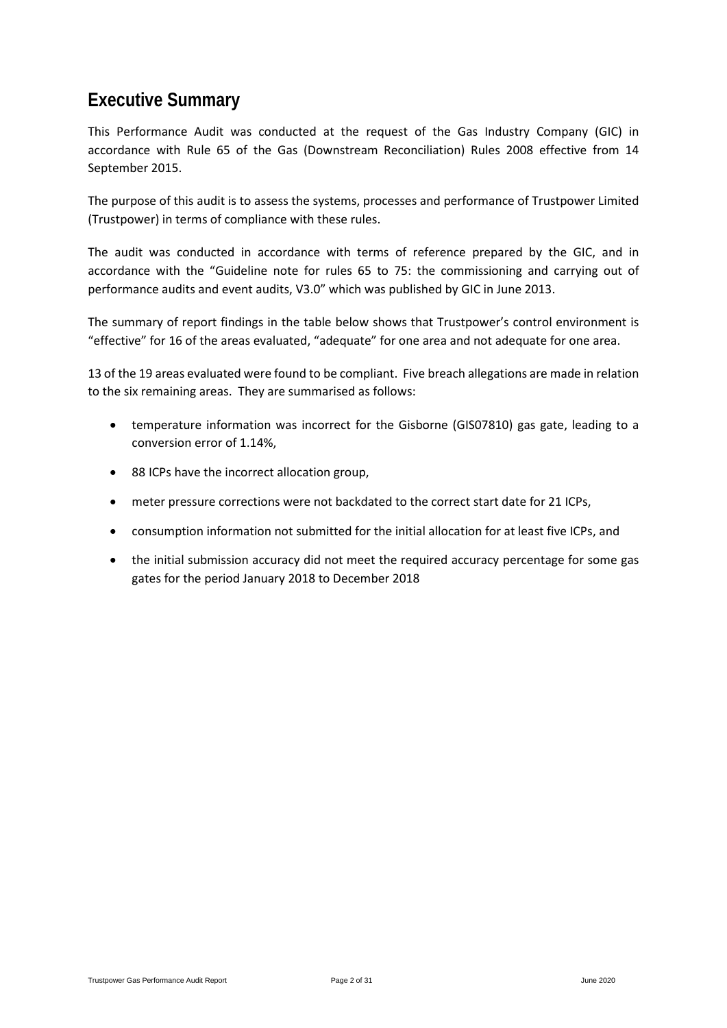# Executive Summary

This Performance Audit was conducted at the request of the Gas Industry Company (GIC) in accordance with Rule 65 of the Gas (Downstream Reconciliation) Rules 2008 effective from 14 September 2015.

The purpose of this audit is to assess the systems, processes and performance of Trustpower Limited (Trustpower) in terms of compliance with these rules.

The audit was conducted in accordance with terms of reference prepared by the GIC, and in accordance with the "Guideline note for rules 65 to 75: the commissioning and carrying out of performance audits and event audits, V3.0" which was published by GIC in June 2013.

The summary of report findings in the table below shows that Trustpower's control environment is "effective" for 16 of the areas evaluated, "adequate" for one area and not adequate for one area.

13 of the 19 areas evaluated were found to be compliant. Five breach allegations are made in relation to the six remaining areas. They are summarised as follows:

- temperature information was incorrect for the Gisborne (GIS07810) gas gate, leading to a conversion error of 1.14%,
- 88 ICPs have the incorrect allocation group,
- meter pressure corrections were not backdated to the correct start date for 21 ICPs,
- consumption information not submitted for the initial allocation for at least five ICPs, and
- the initial submission accuracy did not meet the required accuracy percentage for some gas gates for the period January 2018 to December 2018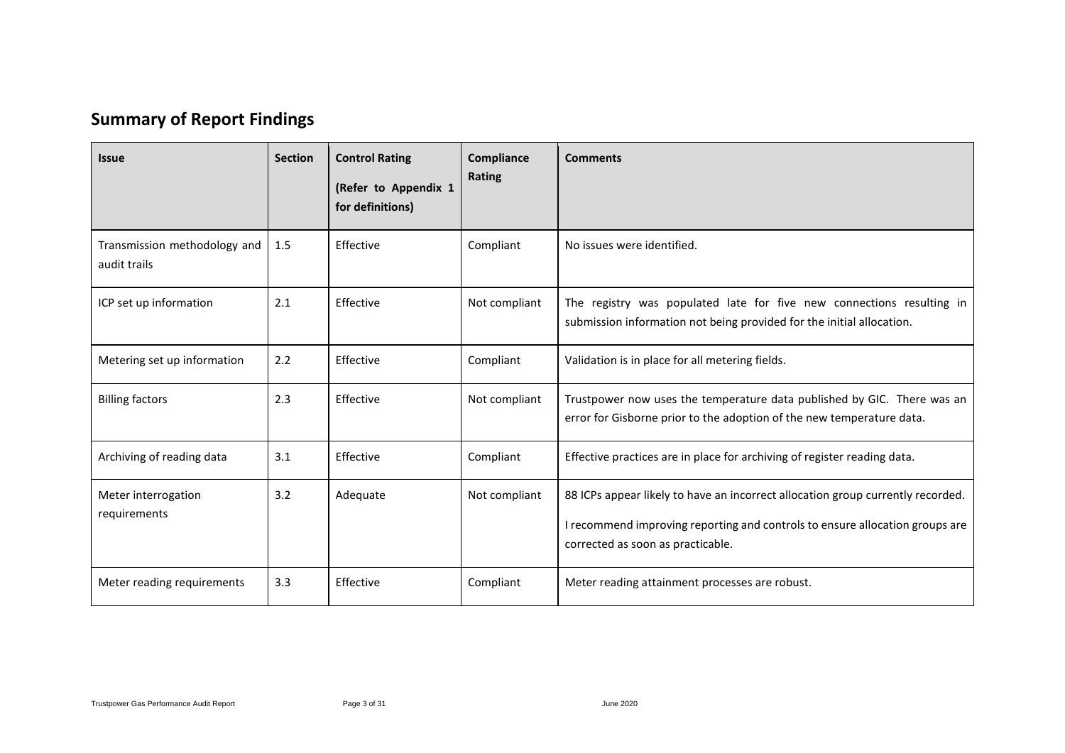## Summary of Report Findings

| Issue | Section | Control Rating (Refer to Appendix 1 for definitions) | Compliance Rating | Comments |
|---|---|---|---|---|
| Transmission methodology and audit trails | 1.5 | Effective | Compliant | No issues were identified. |
| ICP set up information | 2.1 | Effective | Not compliant | The registry was populated late for five new connections resulting in submission information not being provided for the initial allocation. |
| Metering set up information | 2.2 | Effective | Compliant | Validation is in place for all metering fields. |
| Billing factors | 2.3 | Effective | Not compliant | Trustpower now uses the temperature data published by GIC. There was an error for Gisborne prior to the adoption of the new temperature data. |
| Archiving of reading data | 3.1 | Effective | Compliant | Effective practices are in place for archiving of register reading data. |
| Meter interrogation requirements | 3.2 | Adequate | Not compliant | 88 ICPs appear likely to have an incorrect allocation group currently recorded. I recommend improving reporting and controls to ensure allocation groups are corrected as soon as practicable. |
| Meter reading requirements | 3.3 | Effective | Compliant | Meter reading attainment processes are robust. |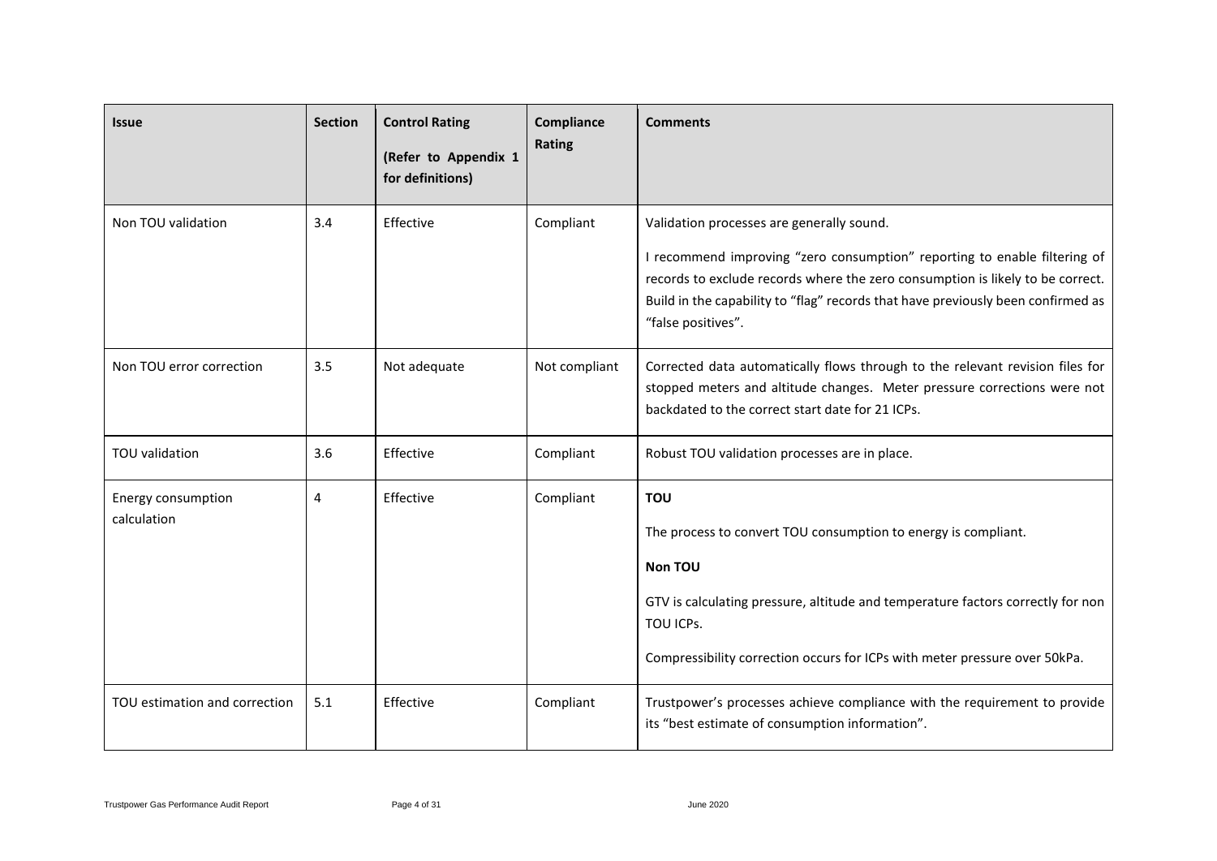| Issue | Section | Control Rating (Refer to Appendix 1 for definitions) | Compliance Rating | Comments |
|---|---|---|---|---|
| Non TOU validation | 3.4 | Effective | Compliant | Validation processes are generally sound.<br><br>I recommend improving "zero consumption" reporting to enable filtering of records to exclude records where the zero consumption is likely to be correct. Build in the capability to "flag" records that have previously been confirmed as "false positives". |
| Non TOU error correction | 3.5 | Not adequate | Not compliant | Corrected data automatically flows through to the relevant revision files for stopped meters and altitude changes. Meter pressure corrections were not backdated to the correct start date for 21 ICPs. |
| TOU validation | 3.6 | Effective | Compliant | Robust TOU validation processes are in place. |
| Energy consumption calculation | 4 | Effective | Compliant | **TOU**<br><br>The process to convert TOU consumption to energy is compliant.<br><br>**Non TOU**<br><br>GTV is calculating pressure, altitude and temperature factors correctly for non TOU ICPs.<br><br>Compressibility correction occurs for ICPs with meter pressure over 50kPa. |
| TOU estimation and correction | 5.1 | Effective | Compliant | Trustpower's processes achieve compliance with the requirement to provide its "best estimate of consumption information". |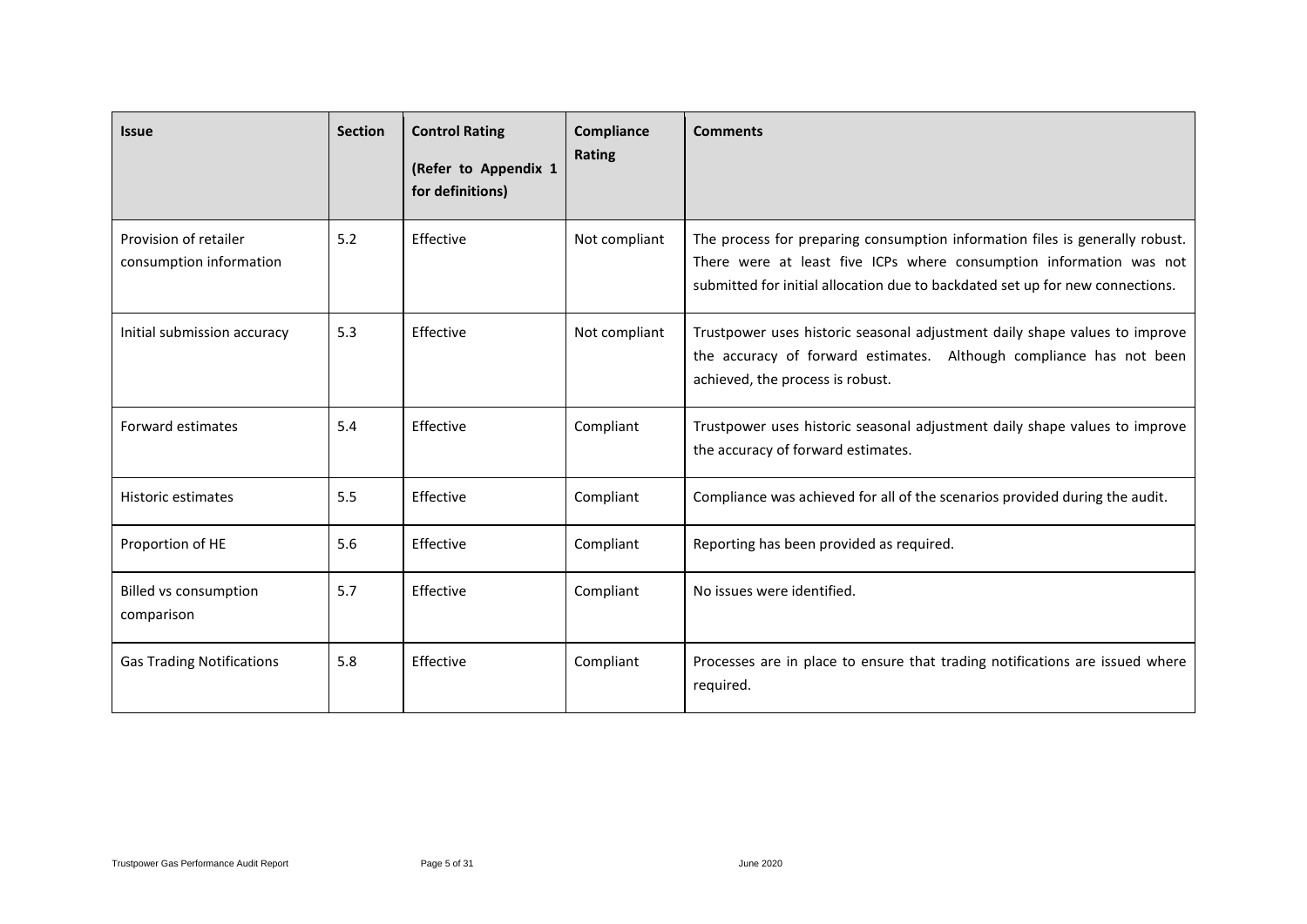| Issue | Section | Control Rating (Refer to Appendix 1 for definitions) | Compliance Rating | Comments |
|---|---|---|---|---|
| Provision of retailer consumption information | 5.2 | Effective | Not compliant | The process for preparing consumption information files is generally robust. There were at least five ICPs where consumption information was not submitted for initial allocation due to backdated set up for new connections. |
| Initial submission accuracy | 5.3 | Effective | Not compliant | Trustpower uses historic seasonal adjustment daily shape values to improve the accuracy of forward estimates. Although compliance has not been achieved, the process is robust. |
| Forward estimates | 5.4 | Effective | Compliant | Trustpower uses historic seasonal adjustment daily shape values to improve the accuracy of forward estimates. |
| Historic estimates | 5.5 | Effective | Compliant | Compliance was achieved for all of the scenarios provided during the audit. |
| Proportion of HE | 5.6 | Effective | Compliant | Reporting has been provided as required. |
| Billed vs consumption comparison | 5.7 | Effective | Compliant | No issues were identified. |
| Gas Trading Notifications | 5.8 | Effective | Compliant | Processes are in place to ensure that trading notifications are issued where required. |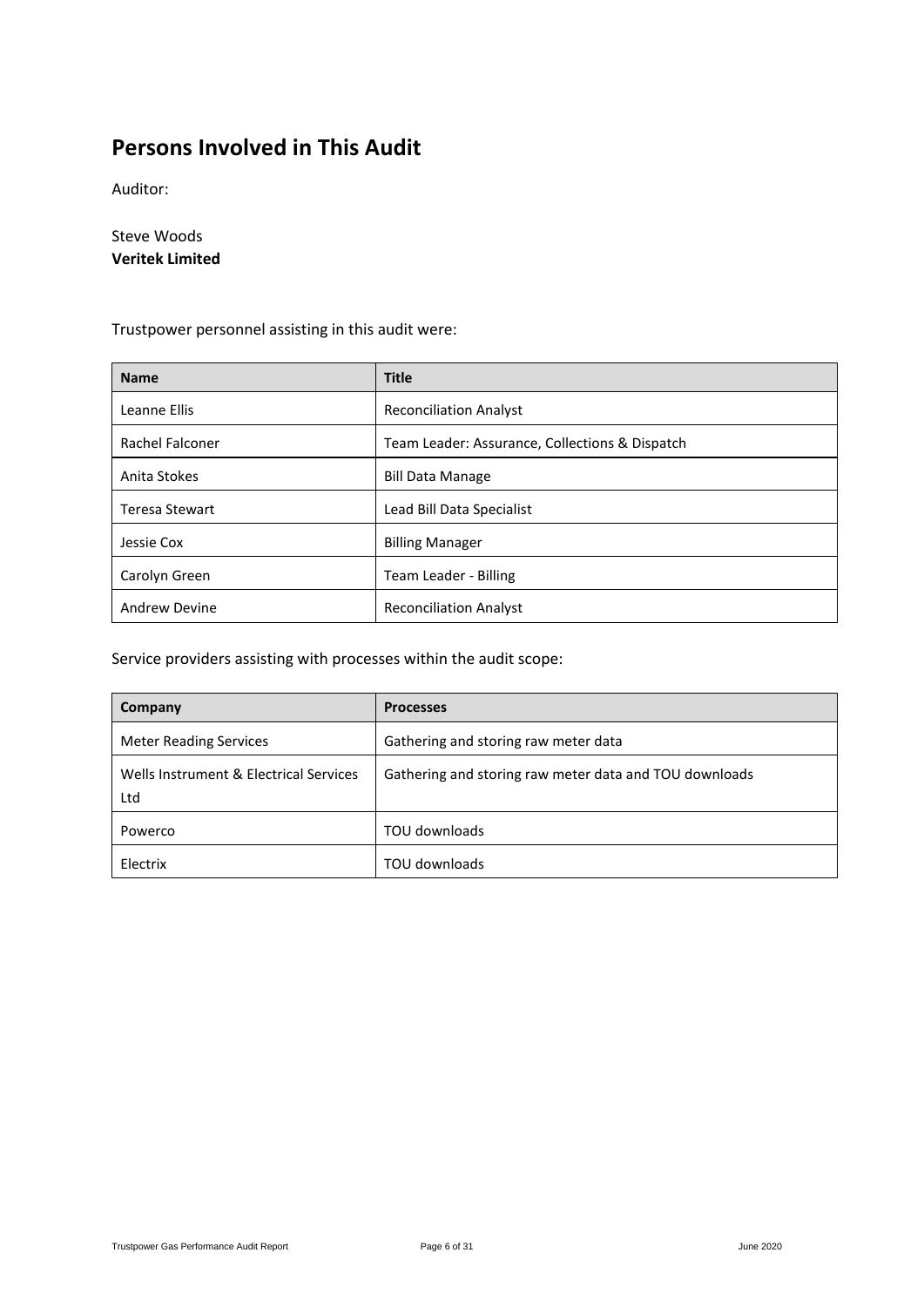# Persons Involved in This Audit

Auditor:

Steve Woods
**Veritek Limited**

Trustpower personnel assisting in this audit were:

| Name | Title |
|---|---|
| Leanne Ellis | Reconciliation Analyst |
| Rachel Falconer | Team Leader: Assurance, Collections & Dispatch |
| Anita Stokes | Bill Data Manage |
| Teresa Stewart | Lead Bill Data Specialist |
| Jessie Cox | Billing Manager |
| Carolyn Green | Team Leader - Billing |
| Andrew Devine | Reconciliation Analyst |

Service providers assisting with processes within the audit scope:

| Company | Processes |
|---|---|
| Meter Reading Services | Gathering and storing raw meter data |
| Wells Instrument & Electrical Services Ltd | Gathering and storing raw meter data and TOU downloads |
| Powerco | TOU downloads |
| Electrix | TOU downloads |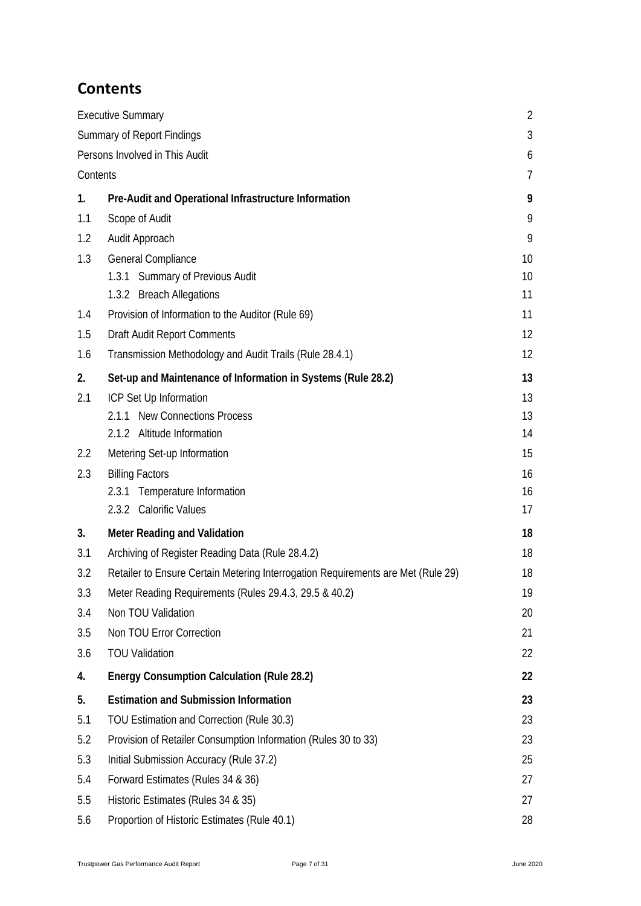# Contents

| | | |
|---|---|---|
| Executive Summary | | 2 |
| Summary of Report Findings | | 3 |
| Persons Involved in This Audit | | 6 |
| Contents | | 7 |
| **1.** | **Pre-Audit and Operational Infrastructure Information** | **9** |
| 1.1 | Scope of Audit | 9 |
| 1.2 | Audit Approach | 9 |
| 1.3 | General Compliance | 10 |
| | 1.3.1 Summary of Previous Audit | 10 |
| | 1.3.2 Breach Allegations | 11 |
| 1.4 | Provision of Information to the Auditor (Rule 69) | 11 |
| 1.5 | Draft Audit Report Comments | 12 |
| 1.6 | Transmission Methodology and Audit Trails (Rule 28.4.1) | 12 |
| **2.** | **Set-up and Maintenance of Information in Systems (Rule 28.2)** | **13** |
| 2.1 | ICP Set Up Information | 13 |
| | 2.1.1 New Connections Process | 13 |
| | 2.1.2 Altitude Information | 14 |
| 2.2 | Metering Set-up Information | 15 |
| 2.3 | Billing Factors | 16 |
| | 2.3.1 Temperature Information | 16 |
| | 2.3.2 Calorific Values | 17 |
| **3.** | **Meter Reading and Validation** | **18** |
| 3.1 | Archiving of Register Reading Data (Rule 28.4.2) | 18 |
| 3.2 | Retailer to Ensure Certain Metering Interrogation Requirements are Met (Rule 29) | 18 |
| 3.3 | Meter Reading Requirements (Rules 29.4.3, 29.5 & 40.2) | 19 |
| 3.4 | Non TOU Validation | 20 |
| 3.5 | Non TOU Error Correction | 21 |
| 3.6 | TOU Validation | 22 |
| **4.** | **Energy Consumption Calculation (Rule 28.2)** | **22** |
| **5.** | **Estimation and Submission Information** | **23** |
| 5.1 | TOU Estimation and Correction (Rule 30.3) | 23 |
| 5.2 | Provision of Retailer Consumption Information (Rules 30 to 33) | 23 |
| 5.3 | Initial Submission Accuracy (Rule 37.2) | 25 |
| 5.4 | Forward Estimates (Rules 34 & 36) | 27 |
| 5.5 | Historic Estimates (Rules 34 & 35) | 27 |
| 5.6 | Proportion of Historic Estimates (Rule 40.1) | 28 |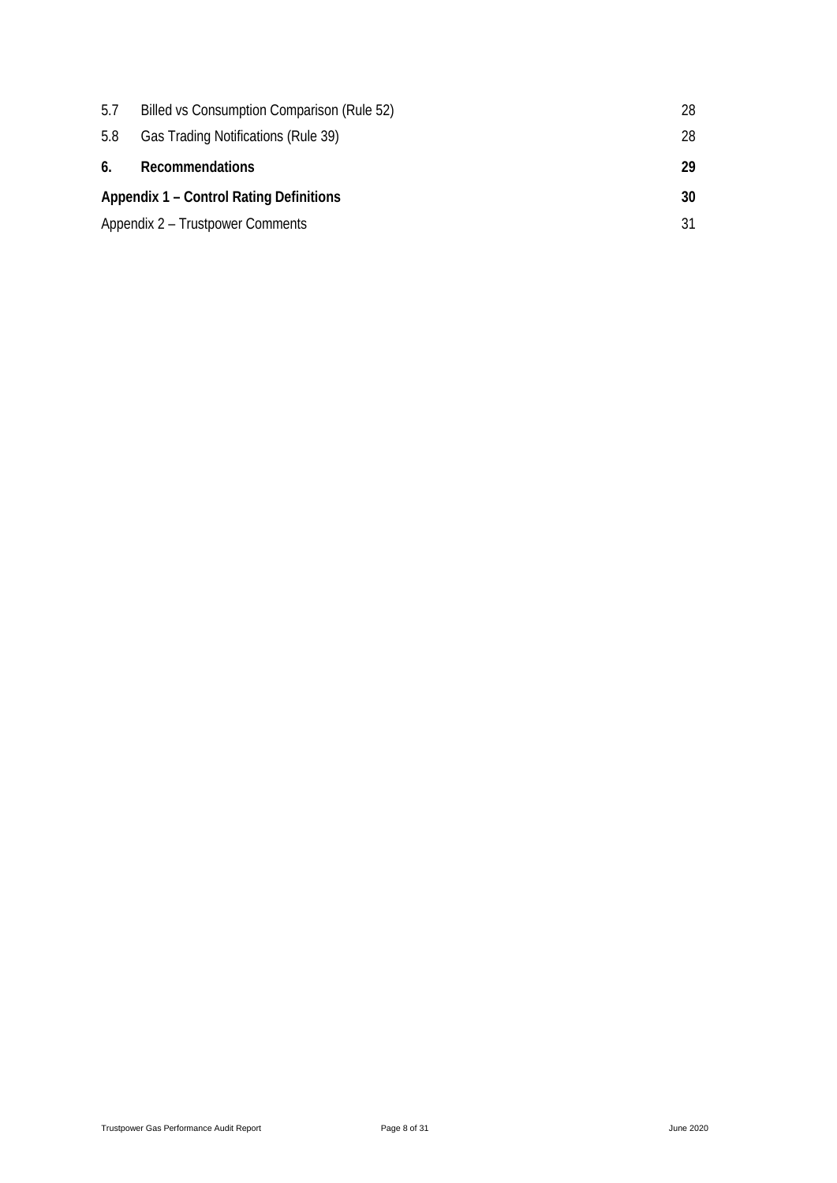| | | |
|---|---|---|
| 5.7 | Billed vs Consumption Comparison (Rule 52) | 28 |
| 5.8 | Gas Trading Notifications (Rule 39) | 28 |
| **6.** | **Recommendations** | **29** |
| **Appendix 1 – Control Rating Definitions** | | **30** |
| Appendix 2 – Trustpower Comments | | 31 |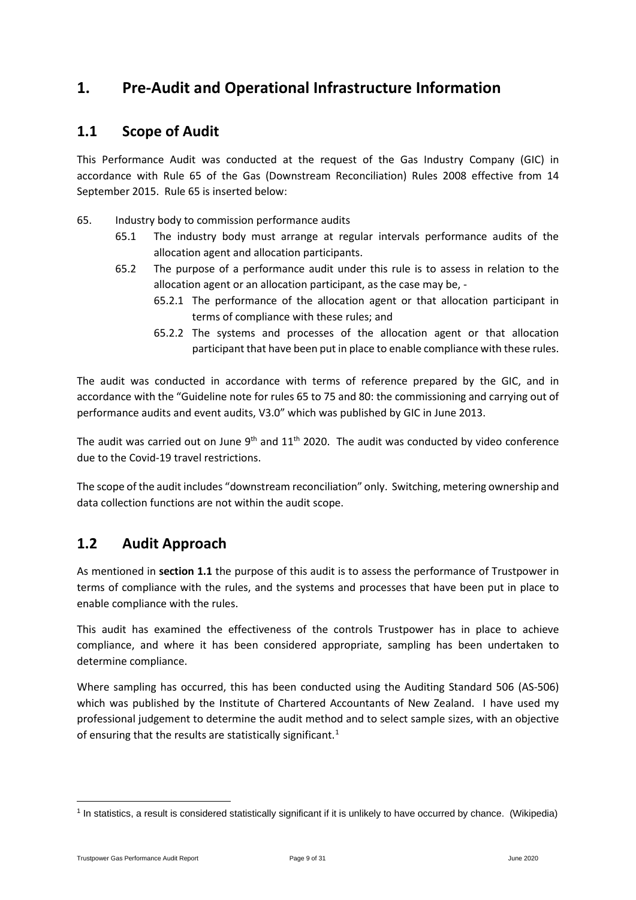# 1. Pre-Audit and Operational Infrastructure Information

## 1.1 Scope of Audit

This Performance Audit was conducted at the request of the Gas Industry Company (GIC) in accordance with Rule 65 of the Gas (Downstream Reconciliation) Rules 2008 effective from 14 September 2015. Rule 65 is inserted below:

65. Industry body to commission performance audits
    - 65.1 The industry body must arrange at regular intervals performance audits of the allocation agent and allocation participants.
    - 65.2 The purpose of a performance audit under this rule is to assess in relation to the allocation agent or an allocation participant, as the case may be, -
        - 65.2.1 The performance of the allocation agent or that allocation participant in terms of compliance with these rules; and
        - 65.2.2 The systems and processes of the allocation agent or that allocation participant that have been put in place to enable compliance with these rules.

The audit was conducted in accordance with terms of reference prepared by the GIC, and in accordance with the "Guideline note for rules 65 to 75 and 80: the commissioning and carrying out of performance audits and event audits, V3.0" which was published by GIC in June 2013.

The audit was carried out on June 9th and 11th 2020. The audit was conducted by video conference due to the Covid-19 travel restrictions.

The scope of the audit includes "downstream reconciliation" only. Switching, metering ownership and data collection functions are not within the audit scope.

## 1.2 Audit Approach

As mentioned in **section 1.1** the purpose of this audit is to assess the performance of Trustpower in terms of compliance with the rules, and the systems and processes that have been put in place to enable compliance with the rules.

This audit has examined the effectiveness of the controls Trustpower has in place to achieve compliance, and where it has been considered appropriate, sampling has been undertaken to determine compliance.

Where sampling has occurred, this has been conducted using the Auditing Standard 506 (AS-506) which was published by the Institute of Chartered Accountants of New Zealand. I have used my professional judgement to determine the audit method and to select sample sizes, with an objective of ensuring that the results are statistically significant.[1]

[1] In statistics, a result is considered statistically significant if it is unlikely to have occurred by chance. (Wikipedia)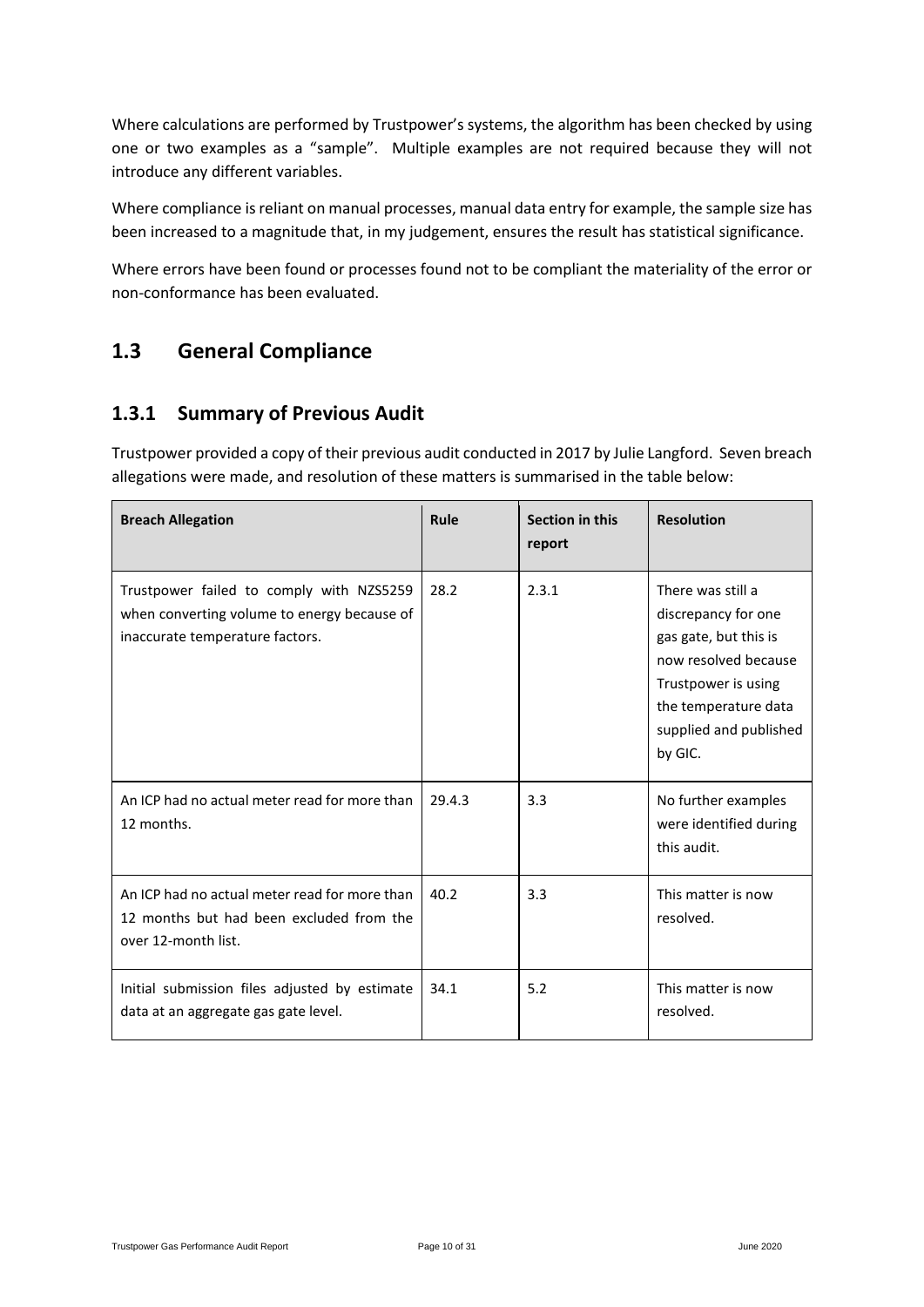Where calculations are performed by Trustpower's systems, the algorithm has been checked by using one or two examples as a "sample". Multiple examples are not required because they will not introduce any different variables.

Where compliance is reliant on manual processes, manual data entry for example, the sample size has been increased to a magnitude that, in my judgement, ensures the result has statistical significance.

Where errors have been found or processes found not to be compliant the materiality of the error or non-conformance has been evaluated.

## 1.3 General Compliance

### 1.3.1 Summary of Previous Audit

Trustpower provided a copy of their previous audit conducted in 2017 by Julie Langford. Seven breach allegations were made, and resolution of these matters is summarised in the table below:

| Breach Allegation | Rule | Section in this report | Resolution |
|---|---|---|---|
| Trustpower failed to comply with NZS5259 when converting volume to energy because of inaccurate temperature factors. | 28.2 | 2.3.1 | There was still a discrepancy for one gas gate, but this is now resolved because Trustpower is using the temperature data supplied and published by GIC. |
| An ICP had no actual meter read for more than 12 months. | 29.4.3 | 3.3 | No further examples were identified during this audit. |
| An ICP had no actual meter read for more than 12 months but had been excluded from the over 12-month list. | 40.2 | 3.3 | This matter is now resolved. |
| Initial submission files adjusted by estimate data at an aggregate gas gate level. | 34.1 | 5.2 | This matter is now resolved. |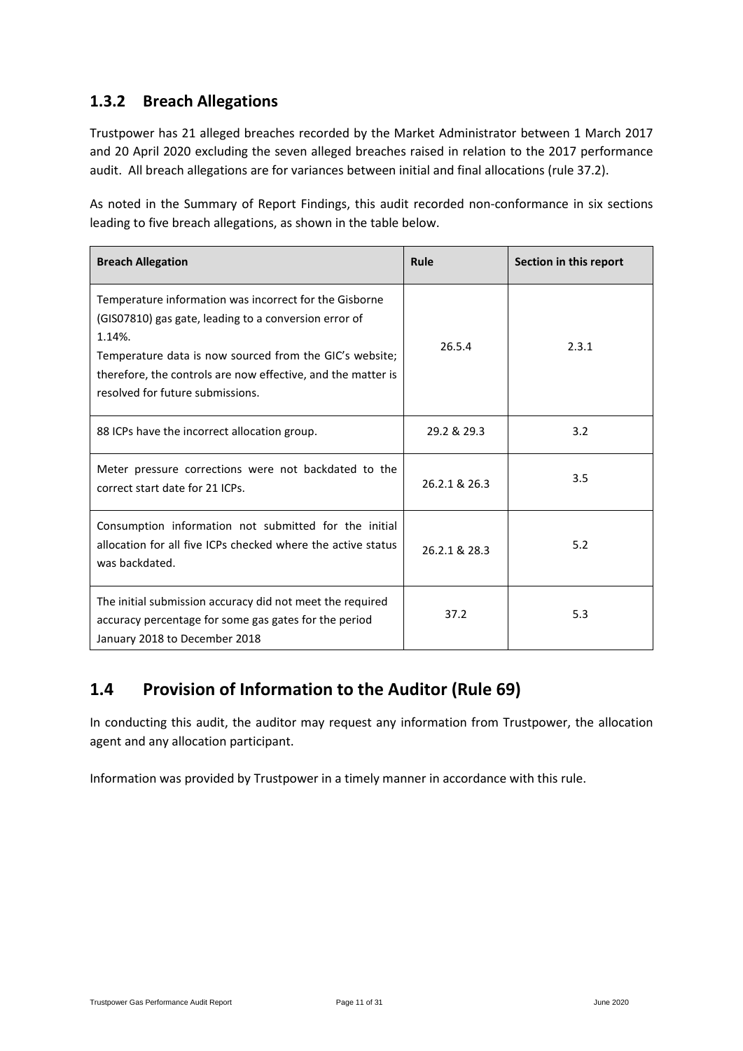### 1.3.2 Breach Allegations

Trustpower has 21 alleged breaches recorded by the Market Administrator between 1 March 2017 and 20 April 2020 excluding the seven alleged breaches raised in relation to the 2017 performance audit. All breach allegations are for variances between initial and final allocations (rule 37.2).

As noted in the Summary of Report Findings, this audit recorded non-conformance in six sections leading to five breach allegations, as shown in the table below.

| Breach Allegation | Rule | Section in this report |
| --- | --- | --- |
| Temperature information was incorrect for the Gisborne (GIS07810) gas gate, leading to a conversion error of 1.14%.<br>Temperature data is now sourced from the GIC's website; therefore, the controls are now effective, and the matter is resolved for future submissions. | 26.5.4 | 2.3.1 |
| 88 ICPs have the incorrect allocation group. | 29.2 & 29.3 | 3.2 |
| Meter pressure corrections were not backdated to the correct start date for 21 ICPs. | 26.2.1 & 26.3 | 3.5 |
| Consumption information not submitted for the initial allocation for all five ICPs checked where the active status was backdated. | 26.2.1 & 28.3 | 5.2 |
| The initial submission accuracy did not meet the required accuracy percentage for some gas gates for the period January 2018 to December 2018 | 37.2 | 5.3 |

## 1.4 Provision of Information to the Auditor (Rule 69)

In conducting this audit, the auditor may request any information from Trustpower, the allocation agent and any allocation participant.

Information was provided by Trustpower in a timely manner in accordance with this rule.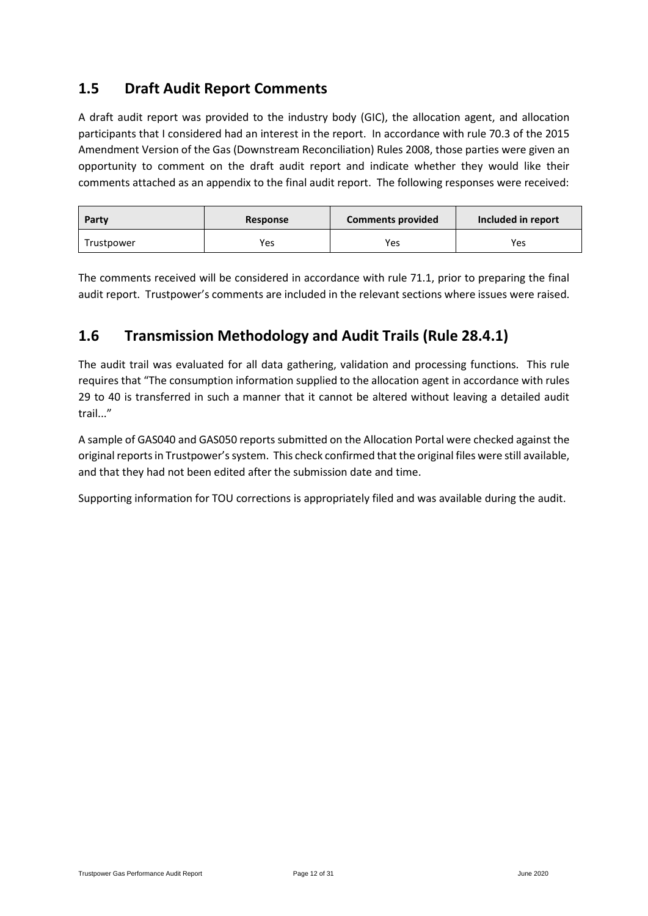## 1.5 Draft Audit Report Comments

A draft audit report was provided to the industry body (GIC), the allocation agent, and allocation participants that I considered had an interest in the report. In accordance with rule 70.3 of the 2015 Amendment Version of the Gas (Downstream Reconciliation) Rules 2008, those parties were given an opportunity to comment on the draft audit report and indicate whether they would like their comments attached as an appendix to the final audit report. The following responses were received:

| Party | Response | Comments provided | Included in report |
|---|---|---|---|
| Trustpower | Yes | Yes | Yes |

The comments received will be considered in accordance with rule 71.1, prior to preparing the final audit report. Trustpower's comments are included in the relevant sections where issues were raised.

## 1.6 Transmission Methodology and Audit Trails (Rule 28.4.1)

The audit trail was evaluated for all data gathering, validation and processing functions. This rule requires that "The consumption information supplied to the allocation agent in accordance with rules 29 to 40 is transferred in such a manner that it cannot be altered without leaving a detailed audit trail..."

A sample of GAS040 and GAS050 reports submitted on the Allocation Portal were checked against the original reports in Trustpower's system. This check confirmed that the original files were still available, and that they had not been edited after the submission date and time.

Supporting information for TOU corrections is appropriately filed and was available during the audit.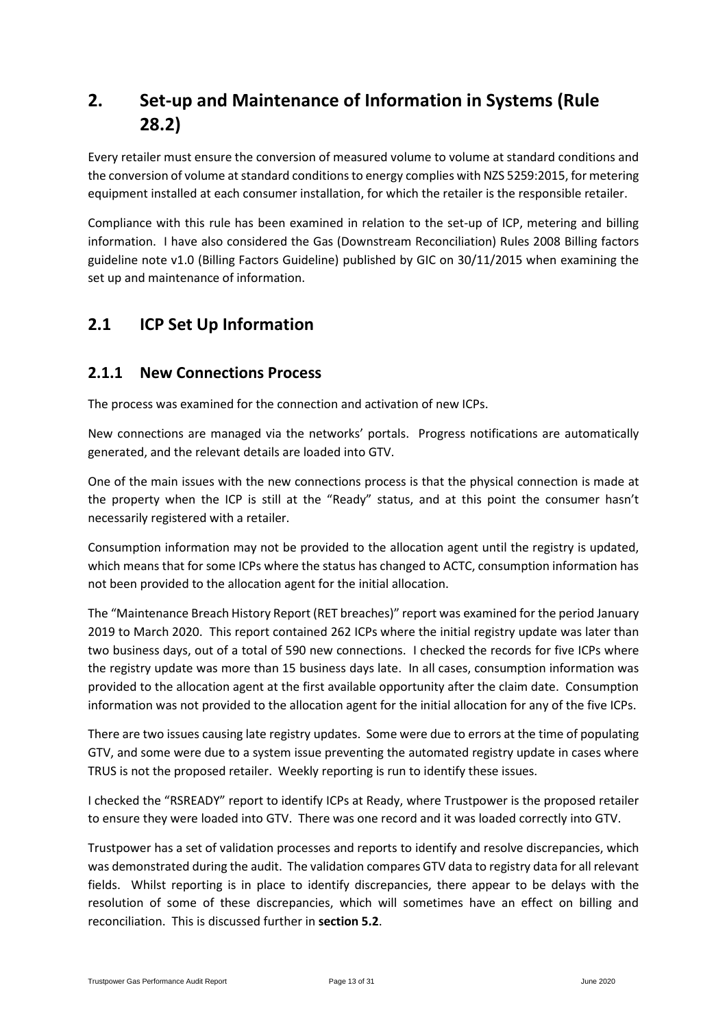# 2. Set-up and Maintenance of Information in Systems (Rule 28.2)

Every retailer must ensure the conversion of measured volume to volume at standard conditions and the conversion of volume at standard conditions to energy complies with NZS 5259:2015, for metering equipment installed at each consumer installation, for which the retailer is the responsible retailer.

Compliance with this rule has been examined in relation to the set-up of ICP, metering and billing information. I have also considered the Gas (Downstream Reconciliation) Rules 2008 Billing factors guideline note v1.0 (Billing Factors Guideline) published by GIC on 30/11/2015 when examining the set up and maintenance of information.

## 2.1 ICP Set Up Information

### 2.1.1 New Connections Process

The process was examined for the connection and activation of new ICPs.

New connections are managed via the networks' portals. Progress notifications are automatically generated, and the relevant details are loaded into GTV.

One of the main issues with the new connections process is that the physical connection is made at the property when the ICP is still at the "Ready" status, and at this point the consumer hasn't necessarily registered with a retailer.

Consumption information may not be provided to the allocation agent until the registry is updated, which means that for some ICPs where the status has changed to ACTC, consumption information has not been provided to the allocation agent for the initial allocation.

The "Maintenance Breach History Report (RET breaches)" report was examined for the period January 2019 to March 2020. This report contained 262 ICPs where the initial registry update was later than two business days, out of a total of 590 new connections. I checked the records for five ICPs where the registry update was more than 15 business days late. In all cases, consumption information was provided to the allocation agent at the first available opportunity after the claim date. Consumption information was not provided to the allocation agent for the initial allocation for any of the five ICPs.

There are two issues causing late registry updates. Some were due to errors at the time of populating GTV, and some were due to a system issue preventing the automated registry update in cases where TRUS is not the proposed retailer. Weekly reporting is run to identify these issues.

I checked the "RSREADY" report to identify ICPs at Ready, where Trustpower is the proposed retailer to ensure they were loaded into GTV. There was one record and it was loaded correctly into GTV.

Trustpower has a set of validation processes and reports to identify and resolve discrepancies, which was demonstrated during the audit. The validation compares GTV data to registry data for all relevant fields. Whilst reporting is in place to identify discrepancies, there appear to be delays with the resolution of some of these discrepancies, which will sometimes have an effect on billing and reconciliation. This is discussed further in **section 5.2**.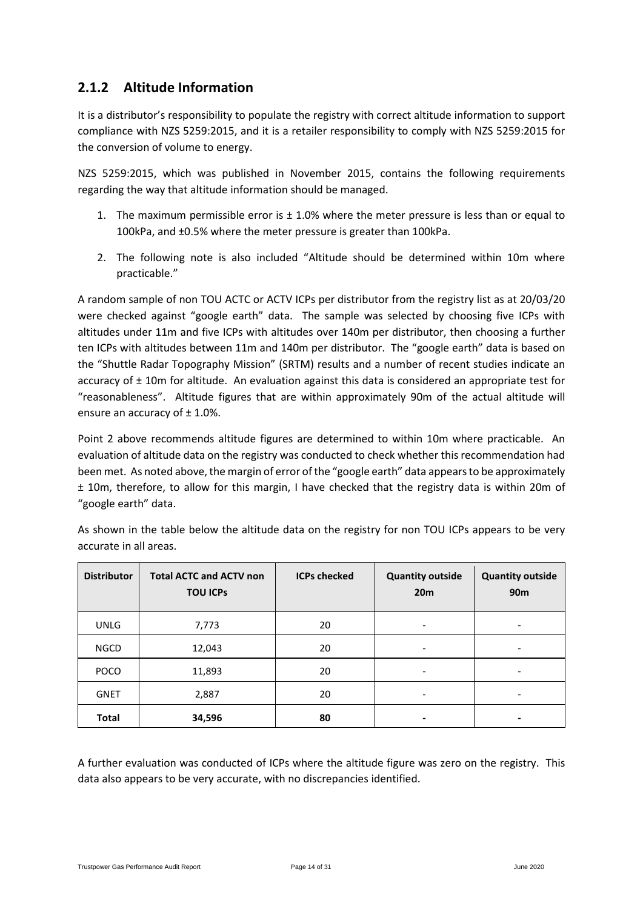### 2.1.2 Altitude Information

It is a distributor's responsibility to populate the registry with correct altitude information to support compliance with NZS 5259:2015, and it is a retailer responsibility to comply with NZS 5259:2015 for the conversion of volume to energy.

NZS 5259:2015, which was published in November 2015, contains the following requirements regarding the way that altitude information should be managed.

1. The maximum permissible error is ± 1.0% where the meter pressure is less than or equal to 100kPa, and ±0.5% where the meter pressure is greater than 100kPa.
2. The following note is also included "Altitude should be determined within 10m where practicable."

A random sample of non TOU ACTC or ACTV ICPs per distributor from the registry list as at 20/03/20 were checked against "google earth" data. The sample was selected by choosing five ICPs with altitudes under 11m and five ICPs with altitudes over 140m per distributor, then choosing a further ten ICPs with altitudes between 11m and 140m per distributor. The "google earth" data is based on the "Shuttle Radar Topography Mission" (SRTM) results and a number of recent studies indicate an accuracy of ± 10m for altitude. An evaluation against this data is considered an appropriate test for "reasonableness". Altitude figures that are within approximately 90m of the actual altitude will ensure an accuracy of ± 1.0%.

Point 2 above recommends altitude figures are determined to within 10m where practicable. An evaluation of altitude data on the registry was conducted to check whether this recommendation had been met. As noted above, the margin of error of the "google earth" data appears to be approximately ± 10m, therefore, to allow for this margin, I have checked that the registry data is within 20m of "google earth" data.

As shown in the table below the altitude data on the registry for non TOU ICPs appears to be very accurate in all areas.

| Distributor | Total ACTC and ACTV non TOU ICPs | ICPs checked | Quantity outside 20m | Quantity outside 90m |
|---|---|---|---|---|
| UNLG | 7,773 | 20 | - | - |
| NGCD | 12,043 | 20 | - | - |
| POCO | 11,893 | 20 | - | - |
| GNET | 2,887 | 20 | - | - |
| **Total** | **34,596** | **80** | **-** | **-** |

A further evaluation was conducted of ICPs where the altitude figure was zero on the registry. This data also appears to be very accurate, with no discrepancies identified.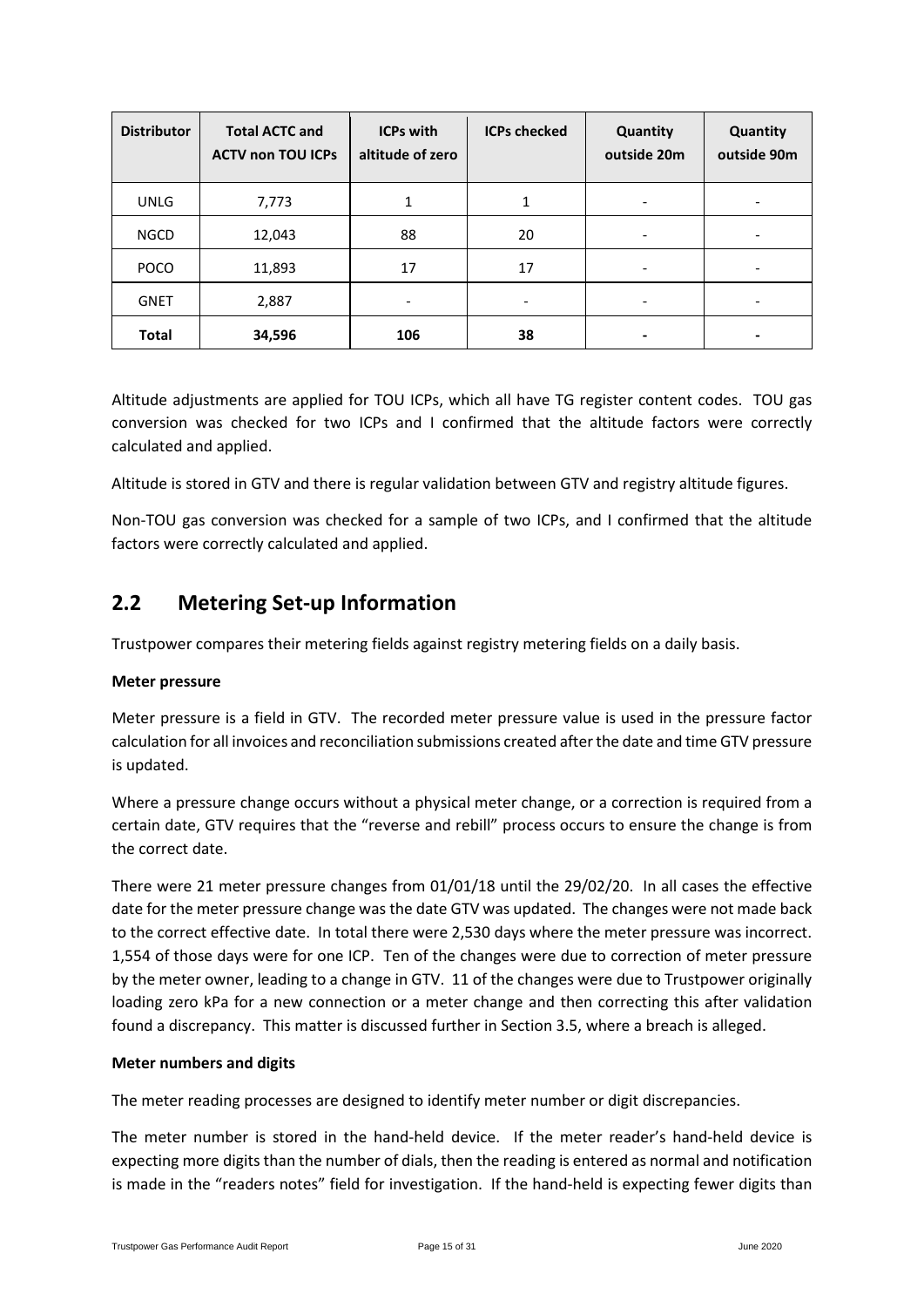| Distributor | Total ACTC and ACTV non TOU ICPs | ICPs with altitude of zero | ICPs checked | Quantity outside 20m | Quantity outside 90m |
|---|---|---|---|---|---|
| UNLG | 7,773 | 1 | 1 | - | - |
| NGCD | 12,043 | 88 | 20 | - | - |
| POCO | 11,893 | 17 | 17 | - | - |
| GNET | 2,887 | - | - | - | - |
| **Total** | **34,596** | **106** | **38** | **-** | **-** |

Altitude adjustments are applied for TOU ICPs, which all have TG register content codes. TOU gas conversion was checked for two ICPs and I confirmed that the altitude factors were correctly calculated and applied.

Altitude is stored in GTV and there is regular validation between GTV and registry altitude figures.

Non-TOU gas conversion was checked for a sample of two ICPs, and I confirmed that the altitude factors were correctly calculated and applied.

## 2.2 Metering Set-up Information

Trustpower compares their metering fields against registry metering fields on a daily basis.

**Meter pressure**

Meter pressure is a field in GTV. The recorded meter pressure value is used in the pressure factor calculation for all invoices and reconciliation submissions created after the date and time GTV pressure is updated.

Where a pressure change occurs without a physical meter change, or a correction is required from a certain date, GTV requires that the "reverse and rebill" process occurs to ensure the change is from the correct date.

There were 21 meter pressure changes from 01/01/18 until the 29/02/20. In all cases the effective date for the meter pressure change was the date GTV was updated. The changes were not made back to the correct effective date. In total there were 2,530 days where the meter pressure was incorrect. 1,554 of those days were for one ICP. Ten of the changes were due to correction of meter pressure by the meter owner, leading to a change in GTV. 11 of the changes were due to Trustpower originally loading zero kPa for a new connection or a meter change and then correcting this after validation found a discrepancy. This matter is discussed further in Section 3.5, where a breach is alleged.

**Meter numbers and digits**

The meter reading processes are designed to identify meter number or digit discrepancies.

The meter number is stored in the hand-held device. If the meter reader's hand-held device is expecting more digits than the number of dials, then the reading is entered as normal and notification is made in the "readers notes" field for investigation. If the hand-held is expecting fewer digits than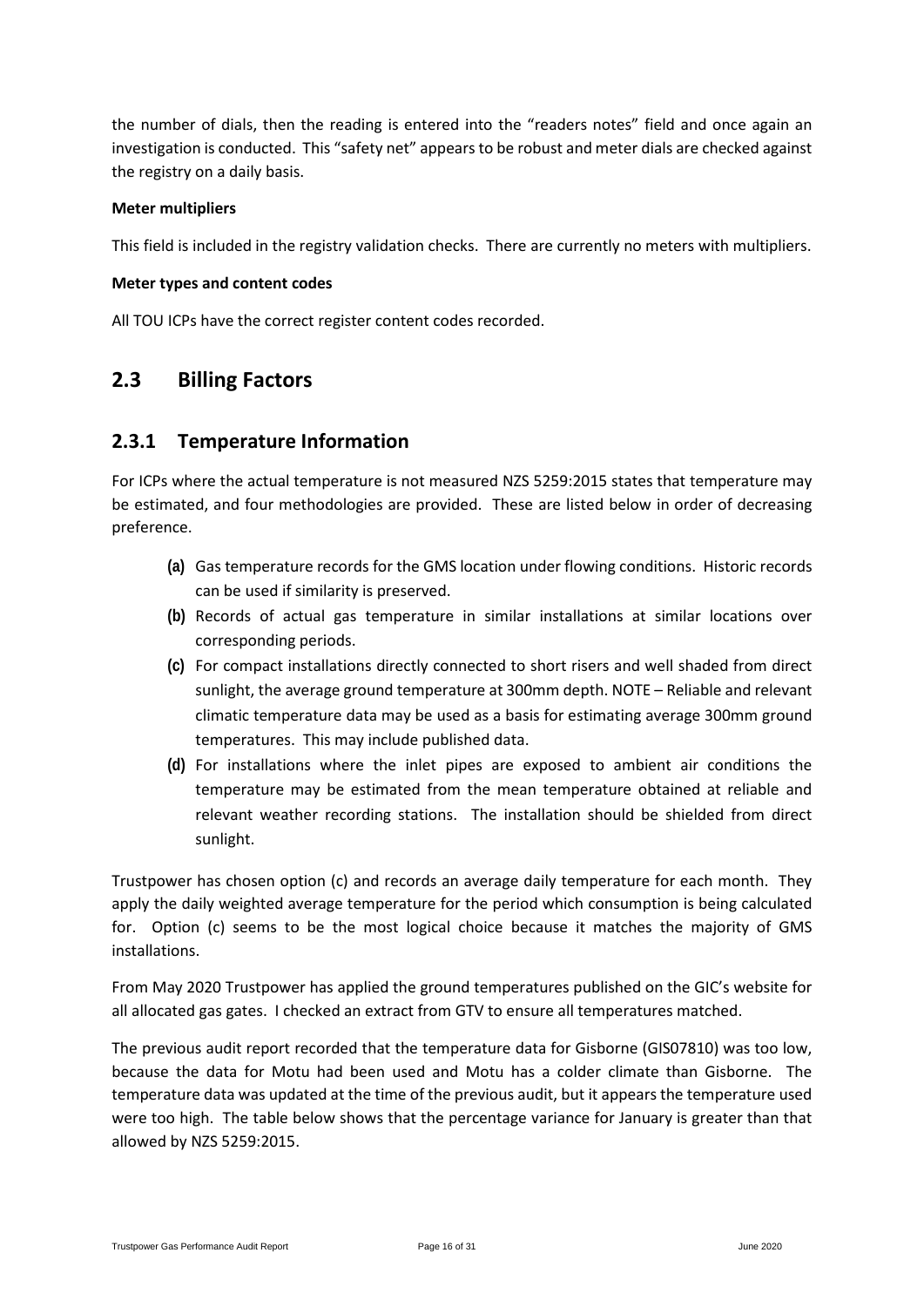the number of dials, then the reading is entered into the "readers notes" field and once again an investigation is conducted. This "safety net" appears to be robust and meter dials are checked against the registry on a daily basis.

**Meter multipliers**

This field is included in the registry validation checks. There are currently no meters with multipliers.

**Meter types and content codes**

All TOU ICPs have the correct register content codes recorded.

## 2.3 Billing Factors

### 2.3.1 Temperature Information

For ICPs where the actual temperature is not measured NZS 5259:2015 states that temperature may be estimated, and four methodologies are provided. These are listed below in order of decreasing preference.

- **(a)** Gas temperature records for the GMS location under flowing conditions. Historic records can be used if similarity is preserved.
- **(b)** Records of actual gas temperature in similar installations at similar locations over corresponding periods.
- **(c)** For compact installations directly connected to short risers and well shaded from direct sunlight, the average ground temperature at 300mm depth. NOTE – Reliable and relevant climatic temperature data may be used as a basis for estimating average 300mm ground temperatures. This may include published data.
- **(d)** For installations where the inlet pipes are exposed to ambient air conditions the temperature may be estimated from the mean temperature obtained at reliable and relevant weather recording stations. The installation should be shielded from direct sunlight.

Trustpower has chosen option (c) and records an average daily temperature for each month. They apply the daily weighted average temperature for the period which consumption is being calculated for. Option (c) seems to be the most logical choice because it matches the majority of GMS installations.

From May 2020 Trustpower has applied the ground temperatures published on the GIC's website for all allocated gas gates. I checked an extract from GTV to ensure all temperatures matched.

The previous audit report recorded that the temperature data for Gisborne (GIS07810) was too low, because the data for Motu had been used and Motu has a colder climate than Gisborne. The temperature data was updated at the time of the previous audit, but it appears the temperature used were too high. The table below shows that the percentage variance for January is greater than that allowed by NZS 5259:2015.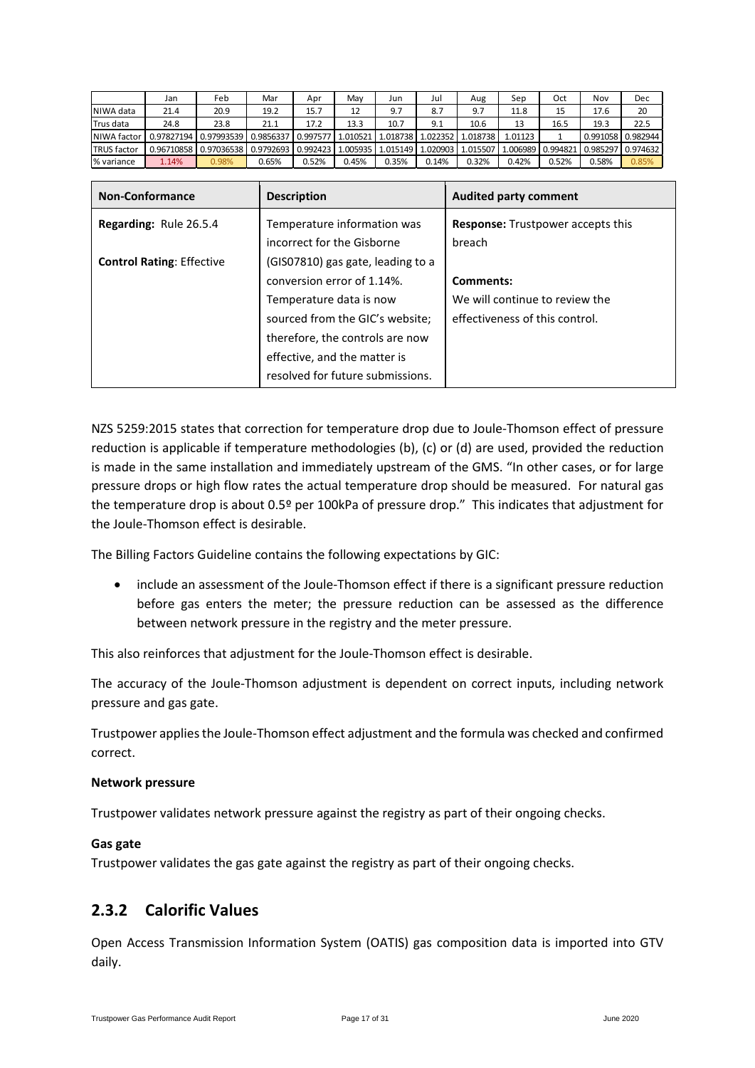| | Jan | Feb | Mar | Apr | May | Jun | Jul | Aug | Sep | Oct | Nov | Dec |
|---|---|---|---|---|---|---|---|---|---|---|---|---|
| NIWA data | 21.4 | 20.9 | 19.2 | 15.7 | 12 | 9.7 | 8.7 | 9.7 | 11.8 | 15 | 17.6 | 20 |
| Trus data | 24.8 | 23.8 | 21.1 | 17.2 | 13.3 | 10.7 | 9.1 | 10.6 | 13 | 16.5 | 19.3 | 22.5 |
| NIWA factor | 0.97827194 | 0.97993539 | 0.9856337 | 0.997577 | 1.010521 | 1.018738 | 1.022352 | 1.018738 | 1.01123 | 1 | 0.991058 | 0.982944 |
| TRUS factor | 0.96710858 | 0.97036538 | 0.9792693 | 0.992423 | 1.005935 | 1.015149 | 1.020903 | 1.015507 | 1.006989 | 0.994821 | 0.985297 | 0.974632 |
| % variance | 1.14% | 0.98% | 0.65% | 0.52% | 0.45% | 0.35% | 0.14% | 0.32% | 0.42% | 0.52% | 0.58% | 0.85% |

| Non-Conformance | Description | Audited party comment |
|---|---|---|
| **Regarding:** Rule 26.5.4<br><br>**Control Rating**: Effective | Temperature information was incorrect for the Gisborne (GIS07810) gas gate, leading to a conversion error of 1.14%.<br>Temperature data is now sourced from the GIC's website; therefore, the controls are now effective, and the matter is resolved for future submissions. | **Response:** Trustpower accepts this breach<br><br>**Comments:**<br>We will continue to review the effectiveness of this control. |

NZS 5259:2015 states that correction for temperature drop due to Joule-Thomson effect of pressure reduction is applicable if temperature methodologies (b), (c) or (d) are used, provided the reduction is made in the same installation and immediately upstream of the GMS. "In other cases, or for large pressure drops or high flow rates the actual temperature drop should be measured. For natural gas the temperature drop is about 0.5º per 100kPa of pressure drop." This indicates that adjustment for the Joule-Thomson effect is desirable.

The Billing Factors Guideline contains the following expectations by GIC:

- include an assessment of the Joule-Thomson effect if there is a significant pressure reduction before gas enters the meter; the pressure reduction can be assessed as the difference between network pressure in the registry and the meter pressure.

This also reinforces that adjustment for the Joule-Thomson effect is desirable.

The accuracy of the Joule-Thomson adjustment is dependent on correct inputs, including network pressure and gas gate.

Trustpower applies the Joule-Thomson effect adjustment and the formula was checked and confirmed correct.

**Network pressure**

Trustpower validates network pressure against the registry as part of their ongoing checks.

**Gas gate**

Trustpower validates the gas gate against the registry as part of their ongoing checks.

## 2.3.2 Calorific Values

Open Access Transmission Information System (OATIS) gas composition data is imported into GTV daily.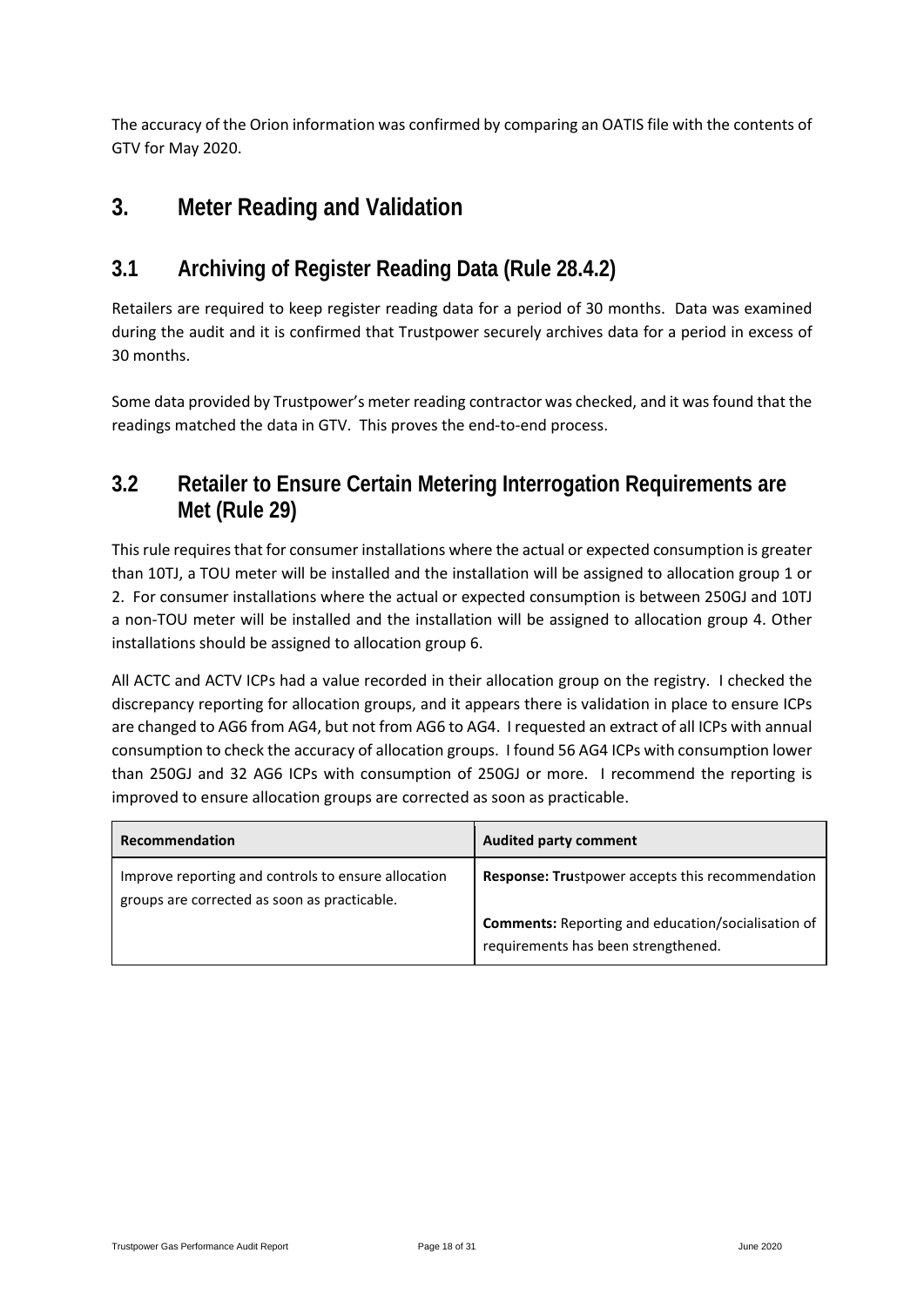The accuracy of the Orion information was confirmed by comparing an OATIS file with the contents of GTV for May 2020.

# 3. Meter Reading and Validation

## 3.1 Archiving of Register Reading Data (Rule 28.4.2)

Retailers are required to keep register reading data for a period of 30 months. Data was examined during the audit and it is confirmed that Trustpower securely archives data for a period in excess of 30 months.

Some data provided by Trustpower's meter reading contractor was checked, and it was found that the readings matched the data in GTV. This proves the end-to-end process.

## 3.2 Retailer to Ensure Certain Metering Interrogation Requirements are Met (Rule 29)

This rule requires that for consumer installations where the actual or expected consumption is greater than 10TJ, a TOU meter will be installed and the installation will be assigned to allocation group 1 or 2. For consumer installations where the actual or expected consumption is between 250GJ and 10TJ a non-TOU meter will be installed and the installation will be assigned to allocation group 4. Other installations should be assigned to allocation group 6.

All ACTC and ACTV ICPs had a value recorded in their allocation group on the registry. I checked the discrepancy reporting for allocation groups, and it appears there is validation in place to ensure ICPs are changed to AG6 from AG4, but not from AG6 to AG4. I requested an extract of all ICPs with annual consumption to check the accuracy of allocation groups. I found 56 AG4 ICPs with consumption lower than 250GJ and 32 AG6 ICPs with consumption of 250GJ or more. I recommend the reporting is improved to ensure allocation groups are corrected as soon as practicable.

| Recommendation | Audited party comment |
|---|---|
| Improve reporting and controls to ensure allocation groups are corrected as soon as practicable. | **Response: Tru**stpower accepts this recommendation<br><br>**Comments:** Reporting and education/socialisation of requirements has been strengthened. |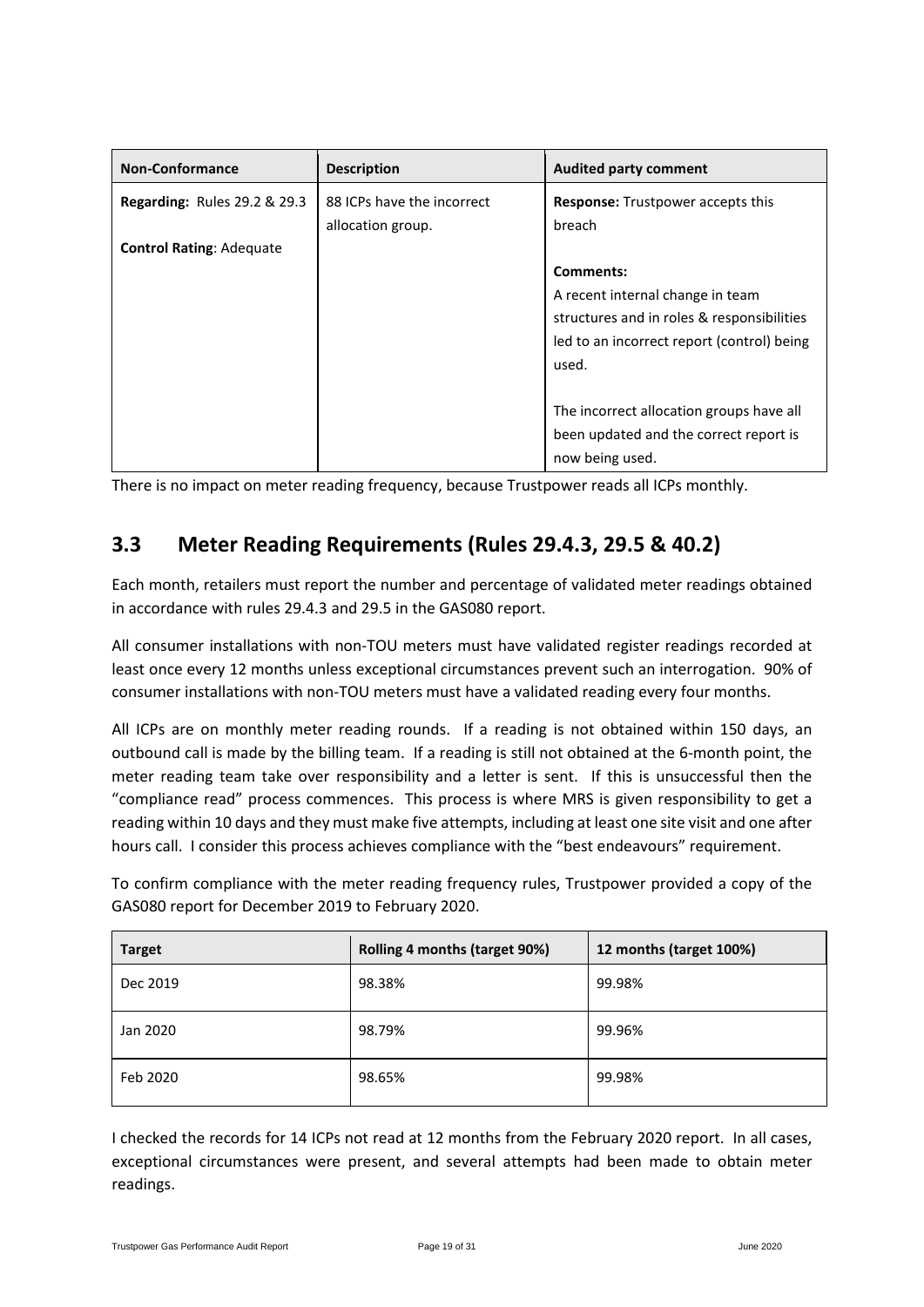| Non-Conformance | Description | Audited party comment |
|---|---|---|
| **Regarding:** Rules 29.2 & 29.3<br><br>**Control Rating**: Adequate | 88 ICPs have the incorrect allocation group. | **Response:** Trustpower accepts this breach<br><br>**Comments:**<br>A recent internal change in team structures and in roles & responsibilities led to an incorrect report (control) being used.<br><br>The incorrect allocation groups have all been updated and the correct report is now being used. |

There is no impact on meter reading frequency, because Trustpower reads all ICPs monthly.

## 3.3 Meter Reading Requirements (Rules 29.4.3, 29.5 & 40.2)

Each month, retailers must report the number and percentage of validated meter readings obtained in accordance with rules 29.4.3 and 29.5 in the GAS080 report.

All consumer installations with non-TOU meters must have validated register readings recorded at least once every 12 months unless exceptional circumstances prevent such an interrogation. 90% of consumer installations with non-TOU meters must have a validated reading every four months.

All ICPs are on monthly meter reading rounds. If a reading is not obtained within 150 days, an outbound call is made by the billing team. If a reading is still not obtained at the 6-month point, the meter reading team take over responsibility and a letter is sent. If this is unsuccessful then the "compliance read" process commences. This process is where MRS is given responsibility to get a reading within 10 days and they must make five attempts, including at least one site visit and one after hours call. I consider this process achieves compliance with the "best endeavours" requirement.

To confirm compliance with the meter reading frequency rules, Trustpower provided a copy of the GAS080 report for December 2019 to February 2020.

| Target | Rolling 4 months (target 90%) | 12 months (target 100%) |
|---|---|---|
| Dec 2019 | 98.38% | 99.98% |
| Jan 2020 | 98.79% | 99.96% |
| Feb 2020 | 98.65% | 99.98% |

I checked the records for 14 ICPs not read at 12 months from the February 2020 report. In all cases, exceptional circumstances were present, and several attempts had been made to obtain meter readings.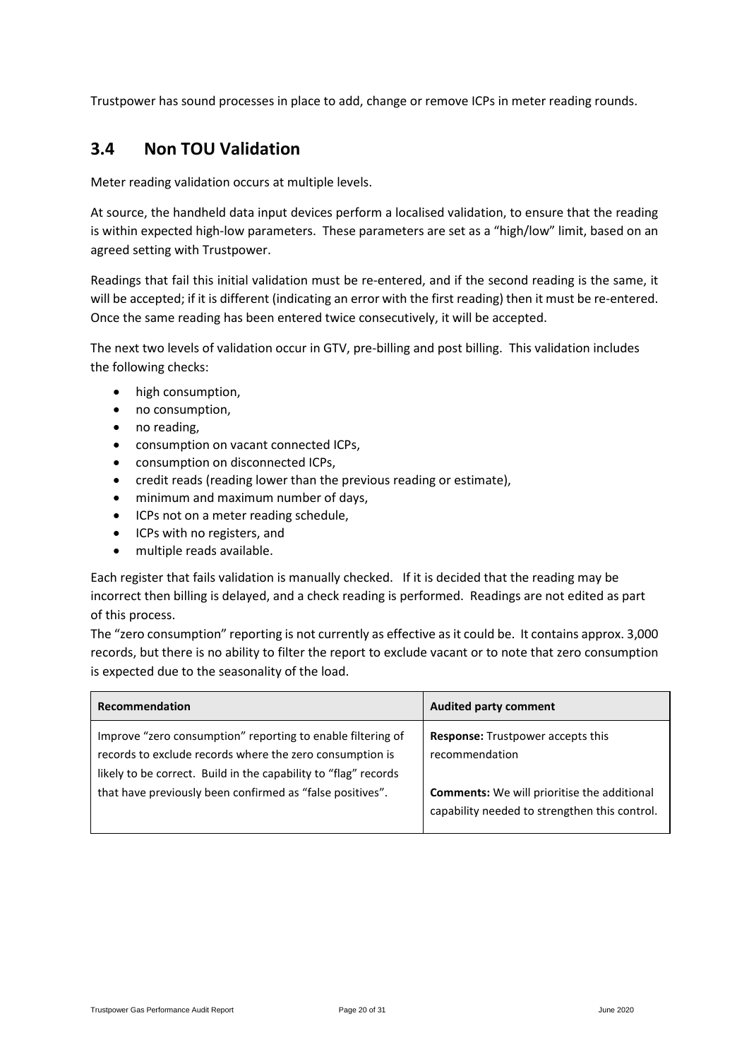Trustpower has sound processes in place to add, change or remove ICPs in meter reading rounds.

## 3.4 Non TOU Validation

Meter reading validation occurs at multiple levels.

At source, the handheld data input devices perform a localised validation, to ensure that the reading is within expected high-low parameters. These parameters are set as a "high/low" limit, based on an agreed setting with Trustpower.

Readings that fail this initial validation must be re-entered, and if the second reading is the same, it will be accepted; if it is different (indicating an error with the first reading) then it must be re-entered. Once the same reading has been entered twice consecutively, it will be accepted.

The next two levels of validation occur in GTV, pre-billing and post billing. This validation includes the following checks:

- high consumption,
- no consumption,
- no reading,
- consumption on vacant connected ICPs,
- consumption on disconnected ICPs,
- credit reads (reading lower than the previous reading or estimate),
- minimum and maximum number of days,
- ICPs not on a meter reading schedule,
- ICPs with no registers, and
- multiple reads available.

Each register that fails validation is manually checked. If it is decided that the reading may be incorrect then billing is delayed, and a check reading is performed. Readings are not edited as part of this process.

The "zero consumption" reporting is not currently as effective as it could be. It contains approx. 3,000 records, but there is no ability to filter the report to exclude vacant or to note that zero consumption is expected due to the seasonality of the load.

| Recommendation | Audited party comment |
|---|---|
| Improve "zero consumption" reporting to enable filtering of records to exclude records where the zero consumption is likely to be correct. Build in the capability to "flag" records that have previously been confirmed as "false positives". | **Response:** Trustpower accepts this recommendation<br><br>**Comments:** We will prioritise the additional capability needed to strengthen this control. |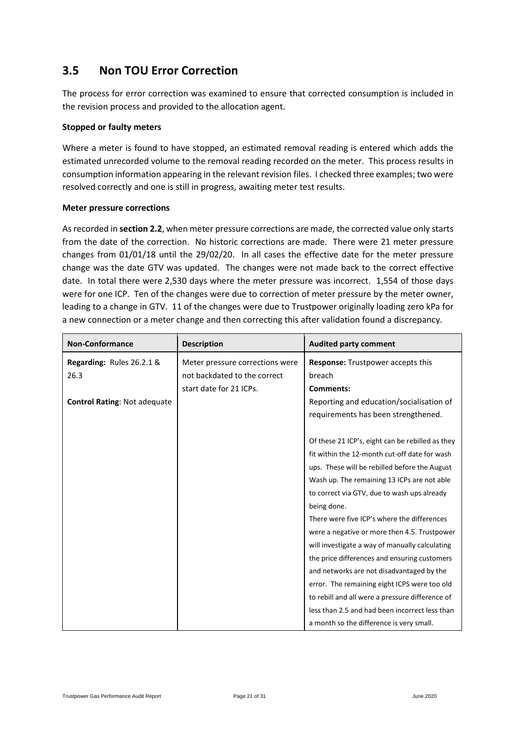## 3.5 Non TOU Error Correction

The process for error correction was examined to ensure that corrected consumption is included in the revision process and provided to the allocation agent.

**Stopped or faulty meters**

Where a meter is found to have stopped, an estimated removal reading is entered which adds the estimated unrecorded volume to the removal reading recorded on the meter. This process results in consumption information appearing in the relevant revision files. I checked three examples; two were resolved correctly and one is still in progress, awaiting meter test results.

**Meter pressure corrections**

As recorded in **section 2.2**, when meter pressure corrections are made, the corrected value only starts from the date of the correction. No historic corrections are made. There were 21 meter pressure changes from 01/01/18 until the 29/02/20. In all cases the effective date for the meter pressure change was the date GTV was updated. The changes were not made back to the correct effective date. In total there were 2,530 days where the meter pressure was incorrect. 1,554 of those days were for one ICP. Ten of the changes were due to correction of meter pressure by the meter owner, leading to a change in GTV. 11 of the changes were due to Trustpower originally loading zero kPa for a new connection or a meter change and then correcting this after validation found a discrepancy.

| Non-Conformance | Description | Audited party comment |
|---|---|---|
| **Regarding:** Rules 26.2.1 & 26.3<br><br>**Control Rating**: Not adequate | Meter pressure corrections were not backdated to the correct start date for 21 ICPs. | **Response:** Trustpower accepts this breach<br>**Comments:**<br>Reporting and education/socialisation of requirements has been strengthened.<br><br>Of these 21 ICP's, eight can be rebilled as they fit within the 12-month cut-off date for wash ups. These will be rebilled before the August Wash up. The remaining 13 ICPs are not able to correct via GTV, due to wash ups already being done.<br>There were five ICP's where the differences were a negative or more then 4.5. Trustpower will investigate a way of manually calculating the price differences and ensuring customers and networks are not disadvantaged by the error. The remaining eight ICPS were too old to rebill and all were a pressure difference of less than 2.5 and had been incorrect less than a month so the difference is very small. |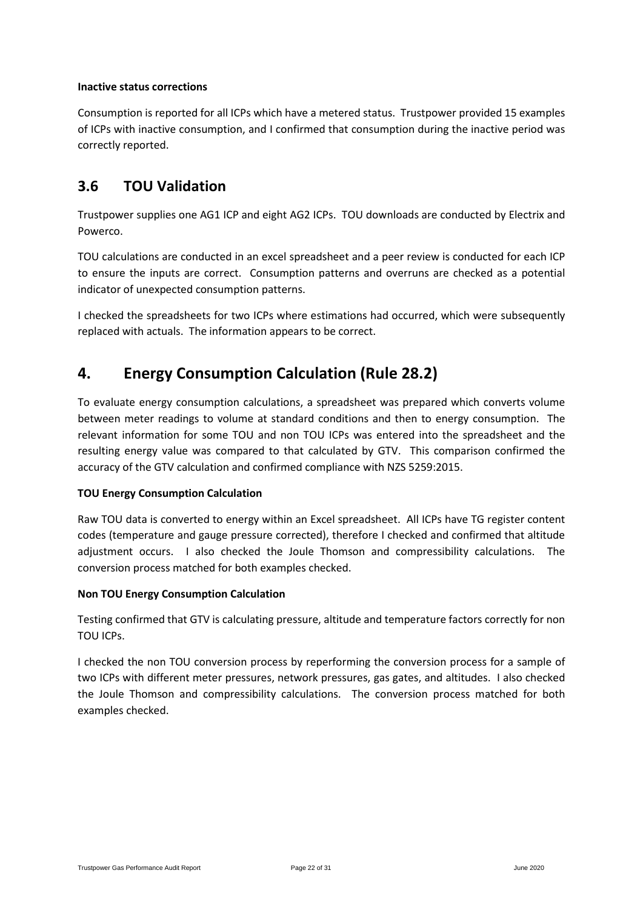**Inactive status corrections**

Consumption is reported for all ICPs which have a metered status. Trustpower provided 15 examples of ICPs with inactive consumption, and I confirmed that consumption during the inactive period was correctly reported.

## 3.6 TOU Validation

Trustpower supplies one AG1 ICP and eight AG2 ICPs. TOU downloads are conducted by Electrix and Powerco.

TOU calculations are conducted in an excel spreadsheet and a peer review is conducted for each ICP to ensure the inputs are correct. Consumption patterns and overruns are checked as a potential indicator of unexpected consumption patterns.

I checked the spreadsheets for two ICPs where estimations had occurred, which were subsequently replaced with actuals. The information appears to be correct.

# 4. Energy Consumption Calculation (Rule 28.2)

To evaluate energy consumption calculations, a spreadsheet was prepared which converts volume between meter readings to volume at standard conditions and then to energy consumption. The relevant information for some TOU and non TOU ICPs was entered into the spreadsheet and the resulting energy value was compared to that calculated by GTV. This comparison confirmed the accuracy of the GTV calculation and confirmed compliance with NZS 5259:2015.

**TOU Energy Consumption Calculation**

Raw TOU data is converted to energy within an Excel spreadsheet. All ICPs have TG register content codes (temperature and gauge pressure corrected), therefore I checked and confirmed that altitude adjustment occurs. I also checked the Joule Thomson and compressibility calculations. The conversion process matched for both examples checked.

**Non TOU Energy Consumption Calculation**

Testing confirmed that GTV is calculating pressure, altitude and temperature factors correctly for non TOU ICPs.

I checked the non TOU conversion process by reperforming the conversion process for a sample of two ICPs with different meter pressures, network pressures, gas gates, and altitudes. I also checked the Joule Thomson and compressibility calculations. The conversion process matched for both examples checked.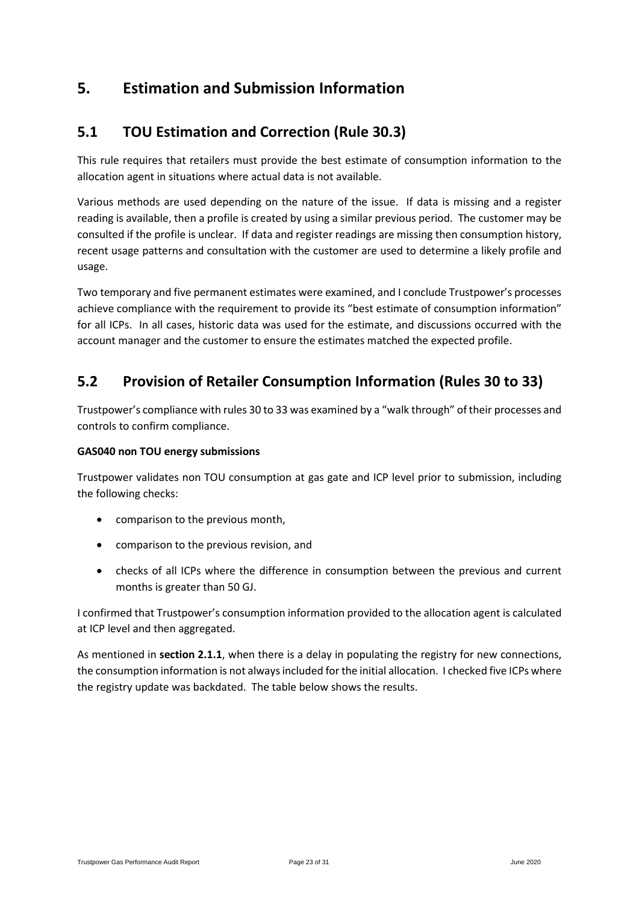# 5. Estimation and Submission Information

## 5.1 TOU Estimation and Correction (Rule 30.3)

This rule requires that retailers must provide the best estimate of consumption information to the allocation agent in situations where actual data is not available.

Various methods are used depending on the nature of the issue. If data is missing and a register reading is available, then a profile is created by using a similar previous period. The customer may be consulted if the profile is unclear. If data and register readings are missing then consumption history, recent usage patterns and consultation with the customer are used to determine a likely profile and usage.

Two temporary and five permanent estimates were examined, and I conclude Trustpower's processes achieve compliance with the requirement to provide its "best estimate of consumption information" for all ICPs. In all cases, historic data was used for the estimate, and discussions occurred with the account manager and the customer to ensure the estimates matched the expected profile.

## 5.2 Provision of Retailer Consumption Information (Rules 30 to 33)

Trustpower's compliance with rules 30 to 33 was examined by a "walk through" of their processes and controls to confirm compliance.

**GAS040 non TOU energy submissions**

Trustpower validates non TOU consumption at gas gate and ICP level prior to submission, including the following checks:

- comparison to the previous month,
- comparison to the previous revision, and
- checks of all ICPs where the difference in consumption between the previous and current months is greater than 50 GJ.

I confirmed that Trustpower's consumption information provided to the allocation agent is calculated at ICP level and then aggregated.

As mentioned in **section 2.1.1**, when there is a delay in populating the registry for new connections, the consumption information is not always included for the initial allocation. I checked five ICPs where the registry update was backdated. The table below shows the results.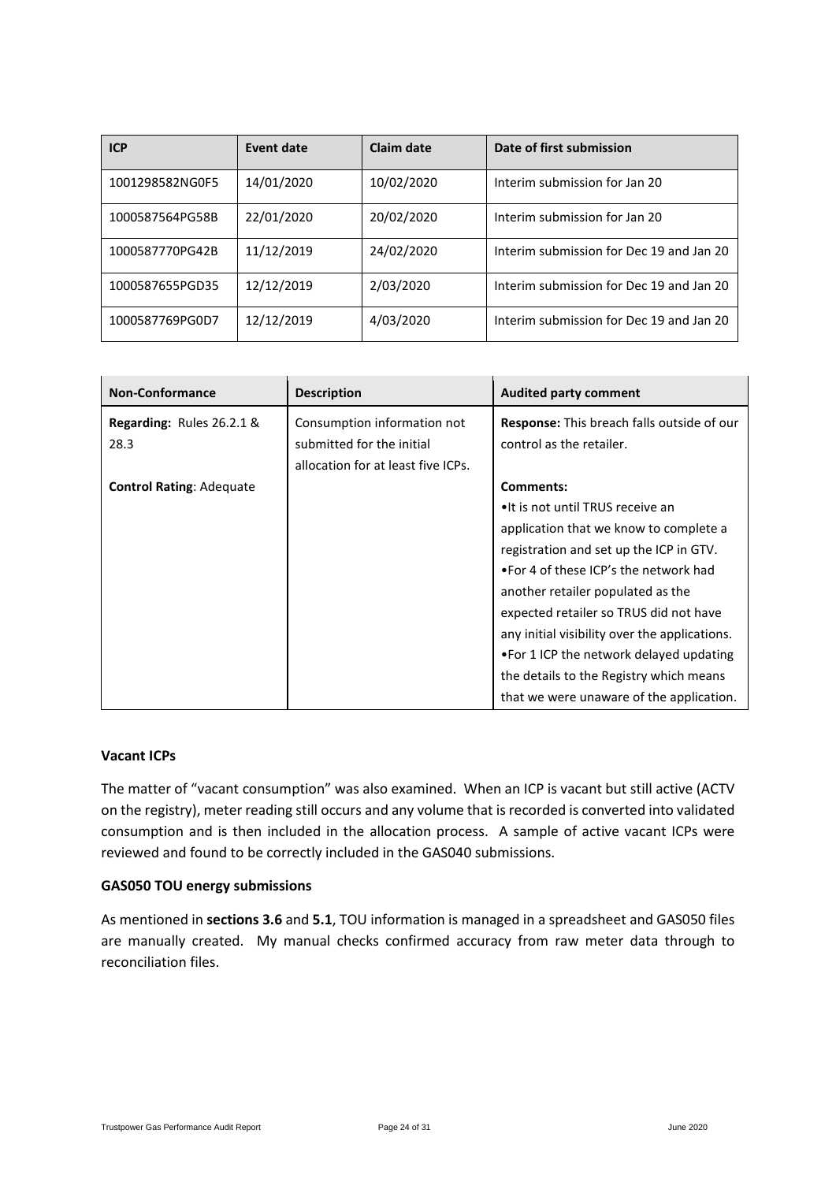| ICP | Event date | Claim date | Date of first submission |
| --- | --- | --- | --- |
| 1001298582NG0F5 | 14/01/2020 | 10/02/2020 | Interim submission for Jan 20 |
| 1000587564PG58B | 22/01/2020 | 20/02/2020 | Interim submission for Jan 20 |
| 1000587770PG42B | 11/12/2019 | 24/02/2020 | Interim submission for Dec 19 and Jan 20 |
| 1000587655PGD35 | 12/12/2019 | 2/03/2020 | Interim submission for Dec 19 and Jan 20 |
| 1000587769PG0D7 | 12/12/2019 | 4/03/2020 | Interim submission for Dec 19 and Jan 20 |

| Non-Conformance | Description | Audited party comment |
| --- | --- | --- |
| **Regarding:** Rules 26.2.1 & 28.3<br><br>**Control Rating**: Adequate | Consumption information not submitted for the initial allocation for at least five ICPs. | **Response:** This breach falls outside of our control as the retailer.<br><br>**Comments:**<br>•It is not until TRUS receive an application that we know to complete a registration and set up the ICP in GTV.<br>•For 4 of these ICP's the network had another retailer populated as the expected retailer so TRUS did not have any initial visibility over the applications.<br>•For 1 ICP the network delayed updating the details to the Registry which means that we were unaware of the application. |

**Vacant ICPs**

The matter of "vacant consumption" was also examined. When an ICP is vacant but still active (ACTV on the registry), meter reading still occurs and any volume that is recorded is converted into validated consumption and is then included in the allocation process. A sample of active vacant ICPs were reviewed and found to be correctly included in the GAS040 submissions.

**GAS050 TOU energy submissions**

As mentioned in **sections 3.6** and **5.1**, TOU information is managed in a spreadsheet and GAS050 files are manually created. My manual checks confirmed accuracy from raw meter data through to reconciliation files.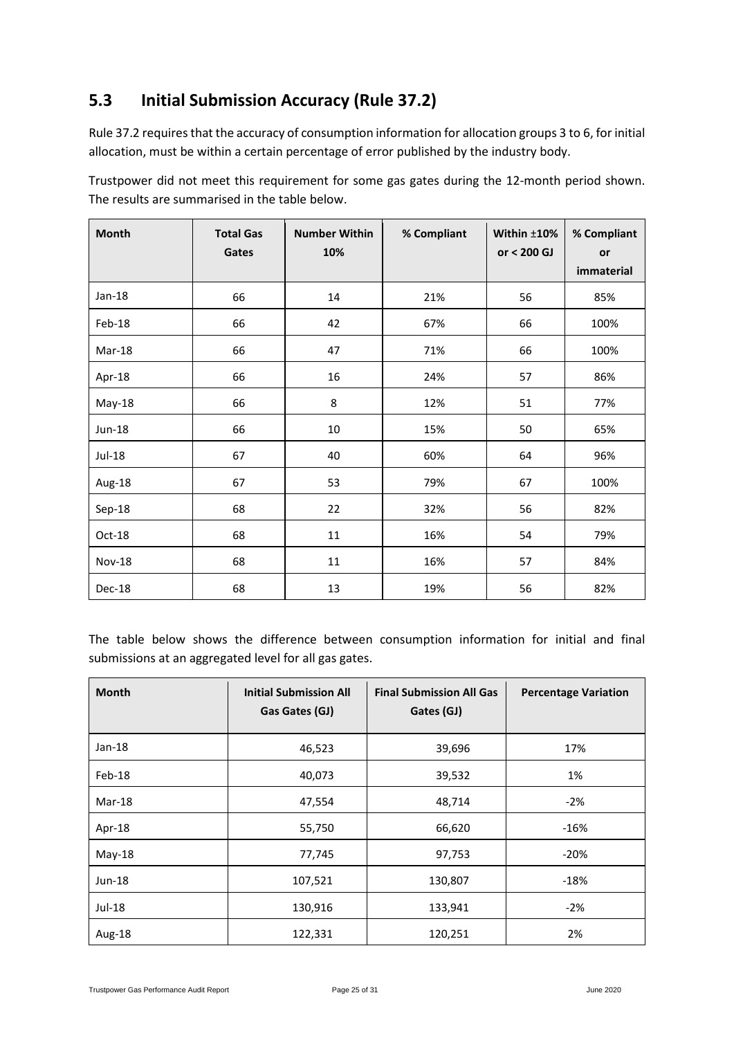## 5.3 Initial Submission Accuracy (Rule 37.2)

Rule 37.2 requires that the accuracy of consumption information for allocation groups 3 to 6, for initial allocation, must be within a certain percentage of error published by the industry body.

Trustpower did not meet this requirement for some gas gates during the 12-month period shown. The results are summarised in the table below.

| Month | Total Gas Gates | Number Within 10% | % Compliant | Within ±10% or < 200 GJ | % Compliant or immaterial |
|---|---|---|---|---|---|
| Jan-18 | 66 | 14 | 21% | 56 | 85% |
| Feb-18 | 66 | 42 | 67% | 66 | 100% |
| Mar-18 | 66 | 47 | 71% | 66 | 100% |
| Apr-18 | 66 | 16 | 24% | 57 | 86% |
| May-18 | 66 | 8 | 12% | 51 | 77% |
| Jun-18 | 66 | 10 | 15% | 50 | 65% |
| Jul-18 | 67 | 40 | 60% | 64 | 96% |
| Aug-18 | 67 | 53 | 79% | 67 | 100% |
| Sep-18 | 68 | 22 | 32% | 56 | 82% |
| Oct-18 | 68 | 11 | 16% | 54 | 79% |
| Nov-18 | 68 | 11 | 16% | 57 | 84% |
| Dec-18 | 68 | 13 | 19% | 56 | 82% |

The table below shows the difference between consumption information for initial and final submissions at an aggregated level for all gas gates.

| Month | Initial Submission All Gas Gates (GJ) | Final Submission All Gas Gates (GJ) | Percentage Variation |
|---|---|---|---|
| Jan-18 | 46,523 | 39,696 | 17% |
| Feb-18 | 40,073 | 39,532 | 1% |
| Mar-18 | 47,554 | 48,714 | -2% |
| Apr-18 | 55,750 | 66,620 | -16% |
| May-18 | 77,745 | 97,753 | -20% |
| Jun-18 | 107,521 | 130,807 | -18% |
| Jul-18 | 130,916 | 133,941 | -2% |
| Aug-18 | 122,331 | 120,251 | 2% |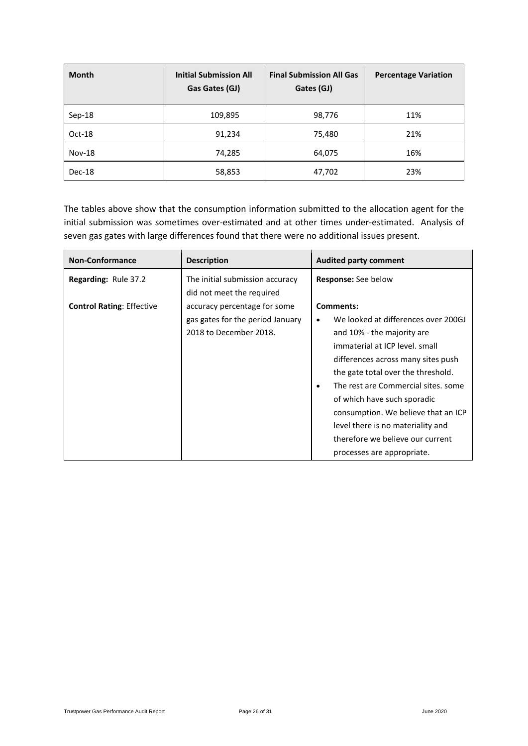| Month | Initial Submission All Gas Gates (GJ) | Final Submission All Gas Gates (GJ) | Percentage Variation |
|---|---|---|---|
| Sep-18 | 109,895 | 98,776 | 11% |
| Oct-18 | 91,234 | 75,480 | 21% |
| Nov-18 | 74,285 | 64,075 | 16% |
| Dec-18 | 58,853 | 47,702 | 23% |

The tables above show that the consumption information submitted to the allocation agent for the initial submission was sometimes over-estimated and at other times under-estimated. Analysis of seven gas gates with large differences found that there were no additional issues present.

| Non-Conformance | Description | Audited party comment |
|---|---|---|
| **Regarding:** Rule 37.2<br><br>**Control Rating**: Effective | The initial submission accuracy did not meet the required accuracy percentage for some gas gates for the period January 2018 to December 2018. | **Response:** See below<br><br>**Comments:**<br>• We looked at differences over 200GJ and 10% - the majority are immaterial at ICP level. small differences across many sites push the gate total over the threshold.<br>• The rest are Commercial sites. some of which have such sporadic consumption. We believe that an ICP level there is no materiality and therefore we believe our current processes are appropriate. |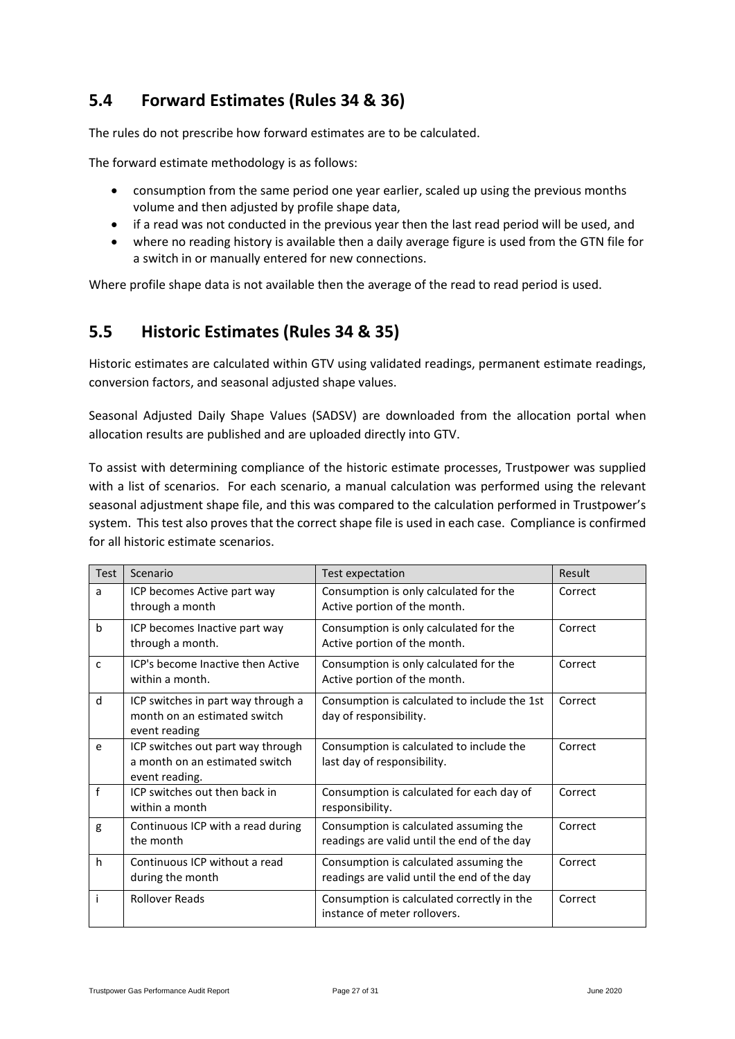## 5.4 Forward Estimates (Rules 34 & 36)

The rules do not prescribe how forward estimates are to be calculated.

The forward estimate methodology is as follows:

- consumption from the same period one year earlier, scaled up using the previous months volume and then adjusted by profile shape data,
- if a read was not conducted in the previous year then the last read period will be used, and
- where no reading history is available then a daily average figure is used from the GTN file for a switch in or manually entered for new connections.

Where profile shape data is not available then the average of the read to read period is used.

## 5.5 Historic Estimates (Rules 34 & 35)

Historic estimates are calculated within GTV using validated readings, permanent estimate readings, conversion factors, and seasonal adjusted shape values.

Seasonal Adjusted Daily Shape Values (SADSV) are downloaded from the allocation portal when allocation results are published and are uploaded directly into GTV.

To assist with determining compliance of the historic estimate processes, Trustpower was supplied with a list of scenarios. For each scenario, a manual calculation was performed using the relevant seasonal adjustment shape file, and this was compared to the calculation performed in Trustpower's system. This test also proves that the correct shape file is used in each case. Compliance is confirmed for all historic estimate scenarios.

| Test | Scenario | Test expectation | Result |
|---|---|---|---|
| a | ICP becomes Active part way through a month | Consumption is only calculated for the Active portion of the month. | Correct |
| b | ICP becomes Inactive part way through a month. | Consumption is only calculated for the Active portion of the month. | Correct |
| c | ICP's become Inactive then Active within a month. | Consumption is only calculated for the Active portion of the month. | Correct |
| d | ICP switches in part way through a month on an estimated switch event reading | Consumption is calculated to include the 1st day of responsibility. | Correct |
| e | ICP switches out part way through a month on an estimated switch event reading. | Consumption is calculated to include the last day of responsibility. | Correct |
| f | ICP switches out then back in within a month | Consumption is calculated for each day of responsibility. | Correct |
| g | Continuous ICP with a read during the month | Consumption is calculated assuming the readings are valid until the end of the day | Correct |
| h | Continuous ICP without a read during the month | Consumption is calculated assuming the readings are valid until the end of the day | Correct |
| i | Rollover Reads | Consumption is calculated correctly in the instance of meter rollovers. | Correct |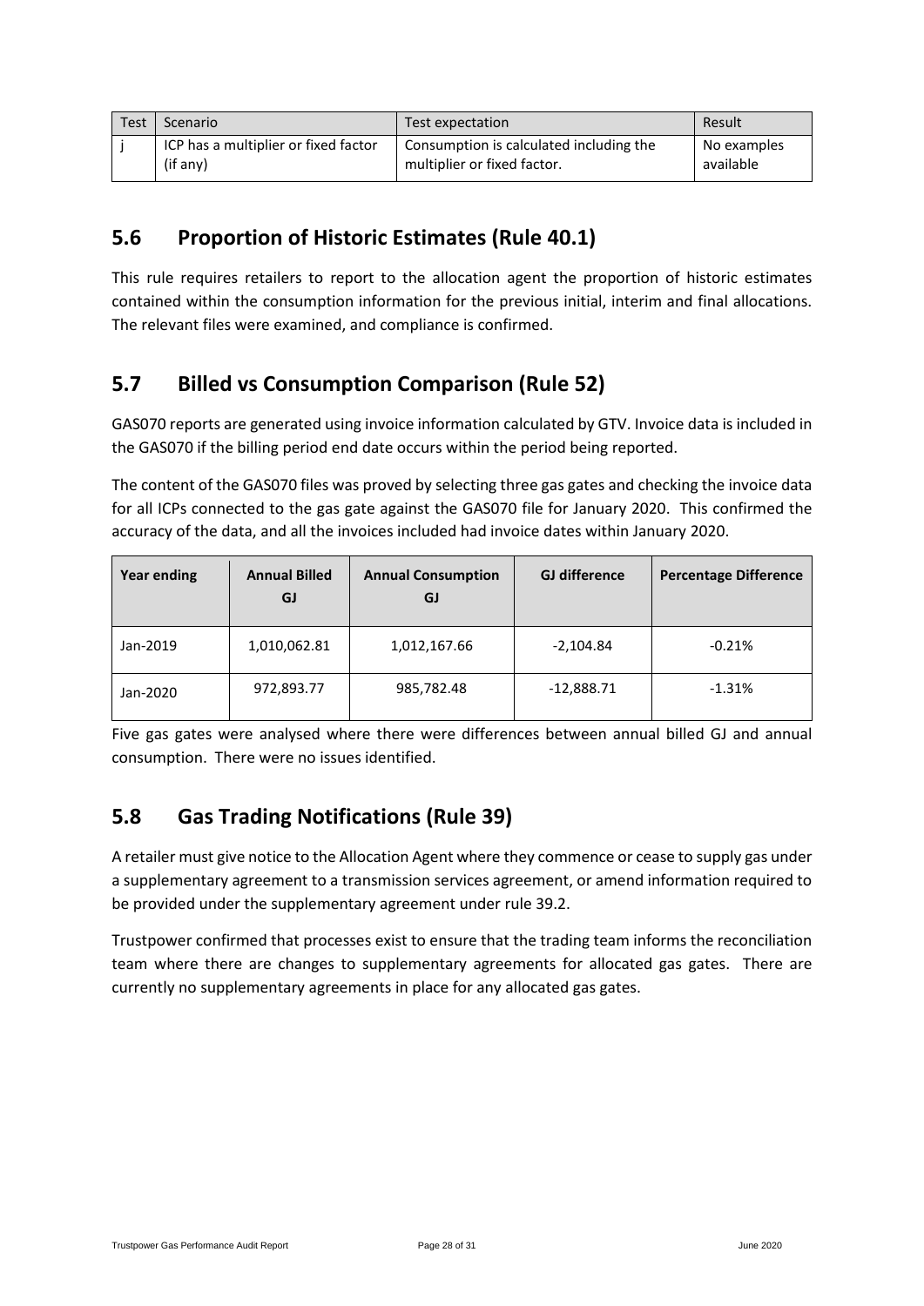| Test | Scenario | Test expectation | Result |
| --- | --- | --- | --- |
| j | ICP has a multiplier or fixed factor (if any) | Consumption is calculated including the multiplier or fixed factor. | No examples available |

## 5.6 Proportion of Historic Estimates (Rule 40.1)

This rule requires retailers to report to the allocation agent the proportion of historic estimates contained within the consumption information for the previous initial, interim and final allocations. The relevant files were examined, and compliance is confirmed.

## 5.7 Billed vs Consumption Comparison (Rule 52)

GAS070 reports are generated using invoice information calculated by GTV. Invoice data is included in the GAS070 if the billing period end date occurs within the period being reported.

The content of the GAS070 files was proved by selecting three gas gates and checking the invoice data for all ICPs connected to the gas gate against the GAS070 file for January 2020. This confirmed the accuracy of the data, and all the invoices included had invoice dates within January 2020.

| Year ending | Annual Billed GJ | Annual Consumption GJ | GJ difference | Percentage Difference |
| --- | --- | --- | --- | --- |
| Jan-2019 | 1,010,062.81 | 1,012,167.66 | -2,104.84 | -0.21% |
| Jan-2020 | 972,893.77 | 985,782.48 | -12,888.71 | -1.31% |

Five gas gates were analysed where there were differences between annual billed GJ and annual consumption. There were no issues identified.

## 5.8 Gas Trading Notifications (Rule 39)

A retailer must give notice to the Allocation Agent where they commence or cease to supply gas under a supplementary agreement to a transmission services agreement, or amend information required to be provided under the supplementary agreement under rule 39.2.

Trustpower confirmed that processes exist to ensure that the trading team informs the reconciliation team where there are changes to supplementary agreements for allocated gas gates. There are currently no supplementary agreements in place for any allocated gas gates.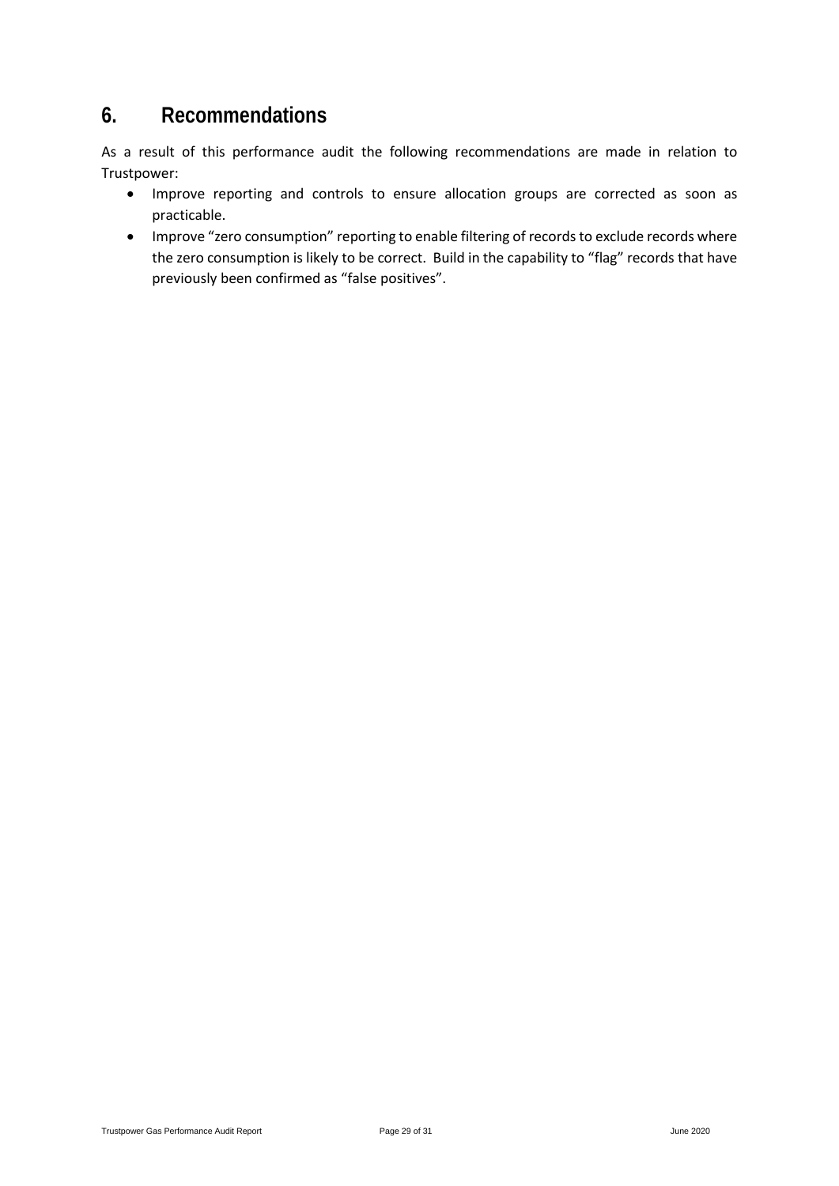# 6. Recommendations

As a result of this performance audit the following recommendations are made in relation to Trustpower:

- Improve reporting and controls to ensure allocation groups are corrected as soon as practicable.
- Improve "zero consumption" reporting to enable filtering of records to exclude records where the zero consumption is likely to be correct. Build in the capability to "flag" records that have previously been confirmed as "false positives".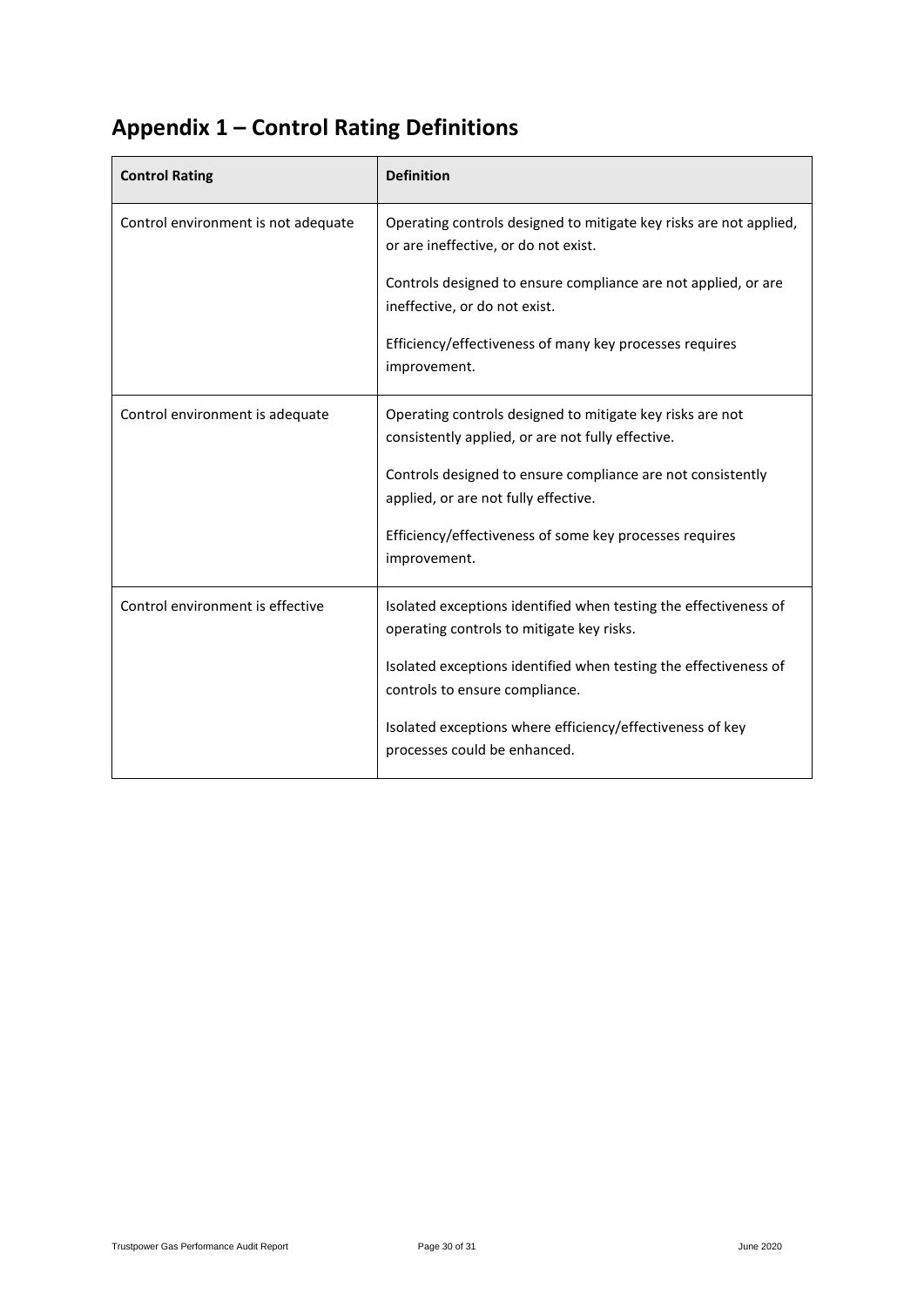# Appendix 1 – Control Rating Definitions

| Control Rating | Definition |
|---|---|
| Control environment is not adequate | Operating controls designed to mitigate key risks are not applied, or are ineffective, or do not exist.<br><br>Controls designed to ensure compliance are not applied, or are ineffective, or do not exist.<br><br>Efficiency/effectiveness of many key processes requires improvement. |
| Control environment is adequate | Operating controls designed to mitigate key risks are not consistently applied, or are not fully effective.<br><br>Controls designed to ensure compliance are not consistently applied, or are not fully effective.<br><br>Efficiency/effectiveness of some key processes requires improvement. |
| Control environment is effective | Isolated exceptions identified when testing the effectiveness of operating controls to mitigate key risks.<br><br>Isolated exceptions identified when testing the effectiveness of controls to ensure compliance.<br><br>Isolated exceptions where efficiency/effectiveness of key processes could be enhanced. |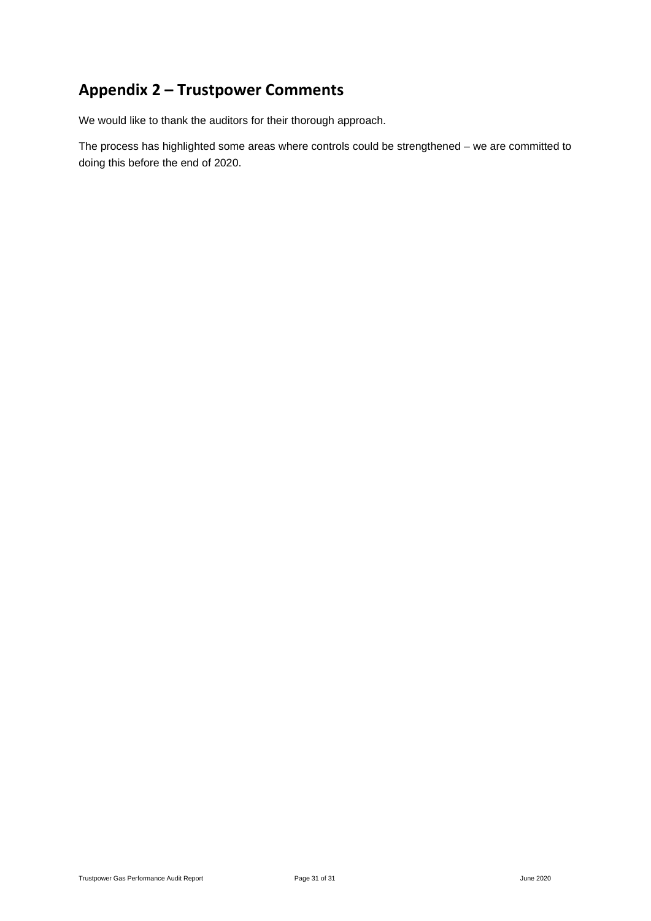## Appendix 2 – Trustpower Comments

We would like to thank the auditors for their thorough approach.

The process has highlighted some areas where controls could be strengthened – we are committed to doing this before the end of 2020.